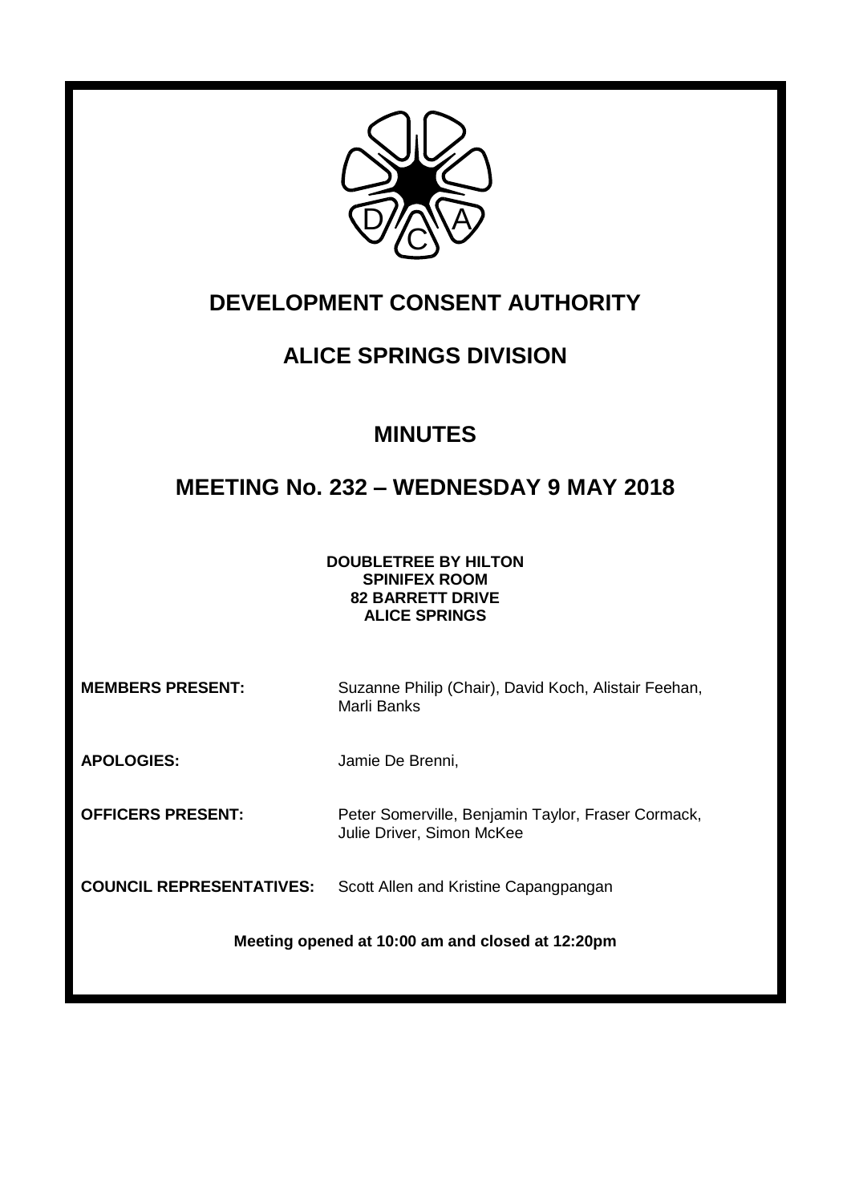# DEVELOPMENT CONSENT AUTHORITY

## ALICE SPRINGS DIVISION

## MINUTES

## MEETING No. 232 – WEDNESDAY 9 MAY 2018

**DOUBLETREE BY HILTON**
**SPINIFEX ROOM**
**82 BARRETT DRIVE**
**ALICE SPRINGS**

**MEMBERS PRESENT:** Suzanne Philip (Chair), David Koch, Alistair Feehan, Marli Banks

**APOLOGIES:** Jamie De Brenni,

**OFFICERS PRESENT:** Peter Somerville, Benjamin Taylor, Fraser Cormack, Julie Driver, Simon McKee

**COUNCIL REPRESENTATIVES:** Scott Allen and Kristine Capangpangan

**Meeting opened at 10:00 am and closed at 12:20pm**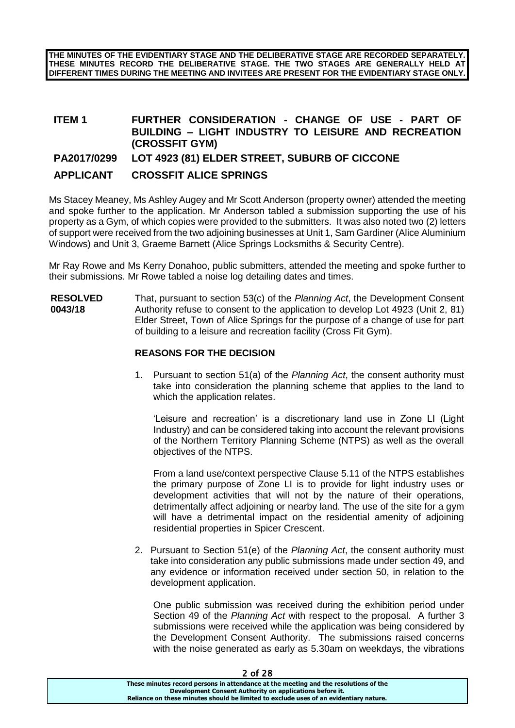**THE MINUTES OF THE EVIDENTIARY STAGE AND THE DELIBERATIVE STAGE ARE RECORDED SEPARATELY. THESE MINUTES RECORD THE DELIBERATIVE STAGE. THE TWO STAGES ARE GENERALLY HELD AT DIFFERENT TIMES DURING THE MEETING AND INVITEES ARE PRESENT FOR THE EVIDENTIARY STAGE ONLY.**

## ITEM 1 FURTHER CONSIDERATION - CHANGE OF USE - PART OF BUILDING – LIGHT INDUSTRY TO LEISURE AND RECREATION (CROSSFIT GYM)

## PA2017/0299 LOT 4923 (81) ELDER STREET, SUBURB OF CICCONE

## APPLICANT CROSSFIT ALICE SPRINGS

Ms Stacey Meaney, Ms Ashley Augey and Mr Scott Anderson (property owner) attended the meeting and spoke further to the application. Mr Anderson tabled a submission supporting the use of his property as a Gym, of which copies were provided to the submitters. It was also noted two (2) letters of support were received from the two adjoining businesses at Unit 1, Sam Gardiner (Alice Aluminium Windows) and Unit 3, Graeme Barnett (Alice Springs Locksmiths & Security Centre).

Mr Ray Rowe and Ms Kerry Donahoo, public submitters, attended the meeting and spoke further to their submissions. Mr Rowe tabled a noise log detailing dates and times.

**RESOLVED 0043/18** That, pursuant to section 53(c) of the *Planning Act*, the Development Consent Authority refuse to consent to the application to develop Lot 4923 (Unit 2, 81) Elder Street, Town of Alice Springs for the purpose of a change of use for part of building to a leisure and recreation facility (Cross Fit Gym).

**REASONS FOR THE DECISION**

1. Pursuant to section 51(a) of the *Planning Act*, the consent authority must take into consideration the planning scheme that applies to the land to which the application relates.

   'Leisure and recreation' is a discretionary land use in Zone LI (Light Industry) and can be considered taking into account the relevant provisions of the Northern Territory Planning Scheme (NTPS) as well as the overall objectives of the NTPS.

   From a land use/context perspective Clause 5.11 of the NTPS establishes the primary purpose of Zone LI is to provide for light industry uses or development activities that will not by the nature of their operations, detrimentally affect adjoining or nearby land. The use of the site for a gym will have a detrimental impact on the residential amenity of adjoining residential properties in Spicer Crescent.

2. Pursuant to Section 51(e) of the *Planning Act*, the consent authority must take into consideration any public submissions made under section 49, and any evidence or information received under section 50, in relation to the development application.

   One public submission was received during the exhibition period under Section 49 of the *Planning Act* with respect to the proposal. A further 3 submissions were received while the application was being considered by the Development Consent Authority. The submissions raised concerns with the noise generated as early as 5.30am on weekdays, the vibrations

These minutes record persons in attendance at the meeting and the resolutions of the Development Consent Authority on applications before it. Reliance on these minutes should be limited to exclude uses of an evidentiary nature.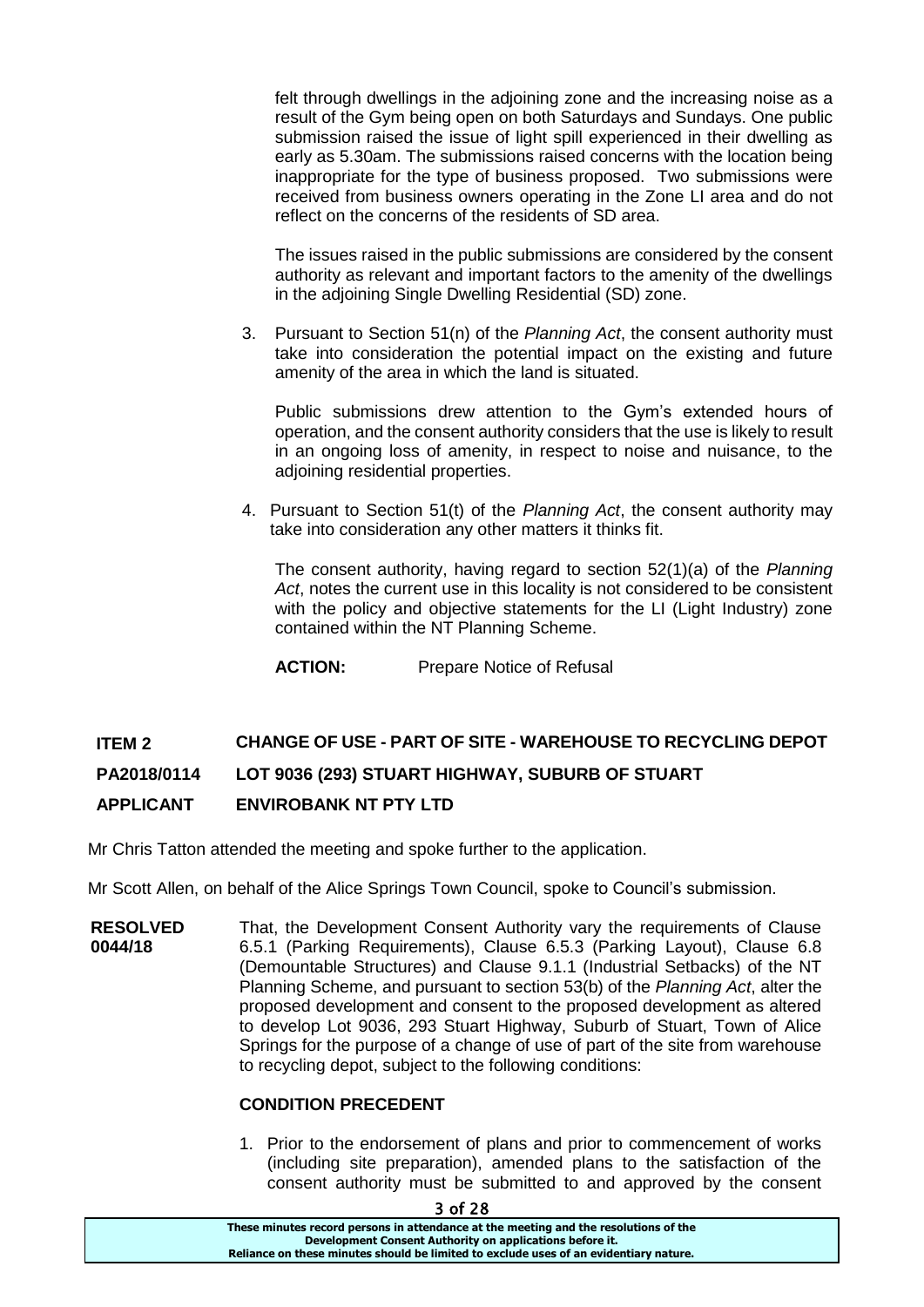felt through dwellings in the adjoining zone and the increasing noise as a result of the Gym being open on both Saturdays and Sundays. One public submission raised the issue of light spill experienced in their dwelling as early as 5.30am. The submissions raised concerns with the location being inappropriate for the type of business proposed. Two submissions were received from business owners operating in the Zone LI area and do not reflect on the concerns of the residents of SD area.

The issues raised in the public submissions are considered by the consent authority as relevant and important factors to the amenity of the dwellings in the adjoining Single Dwelling Residential (SD) zone.

3. Pursuant to Section 51(n) of the *Planning Act*, the consent authority must take into consideration the potential impact on the existing and future amenity of the area in which the land is situated.

   Public submissions drew attention to the Gym's extended hours of operation, and the consent authority considers that the use is likely to result in an ongoing loss of amenity, in respect to noise and nuisance, to the adjoining residential properties.

4. Pursuant to Section 51(t) of the *Planning Act*, the consent authority may take into consideration any other matters it thinks fit.

   The consent authority, having regard to section 52(1)(a) of the *Planning Act*, notes the current use in this locality is not considered to be consistent with the policy and objective statements for the LI (Light Industry) zone contained within the NT Planning Scheme.

   **ACTION:** Prepare Notice of Refusal

**ITEM 2 CHANGE OF USE - PART OF SITE - WAREHOUSE TO RECYCLING DEPOT**

**PA2018/0114 LOT 9036 (293) STUART HIGHWAY, SUBURB OF STUART**

**APPLICANT ENVIROBANK NT PTY LTD**

Mr Chris Tatton attended the meeting and spoke further to the application.

Mr Scott Allen, on behalf of the Alice Springs Town Council, spoke to Council's submission.

**RESOLVED 0044/18** That, the Development Consent Authority vary the requirements of Clause 6.5.1 (Parking Requirements), Clause 6.5.3 (Parking Layout), Clause 6.8 (Demountable Structures) and Clause 9.1.1 (Industrial Setbacks) of the NT Planning Scheme, and pursuant to section 53(b) of the *Planning Act*, alter the proposed development and consent to the proposed development as altered to develop Lot 9036, 293 Stuart Highway, Suburb of Stuart, Town of Alice Springs for the purpose of a change of use of part of the site from warehouse to recycling depot, subject to the following conditions:

**CONDITION PRECEDENT**

1. Prior to the endorsement of plans and prior to commencement of works (including site preparation), amended plans to the satisfaction of the consent authority must be submitted to and approved by the consent

These minutes record persons in attendance at the meeting and the resolutions of the Development Consent Authority on applications before it. Reliance on these minutes should be limited to exclude uses of an evidentiary nature.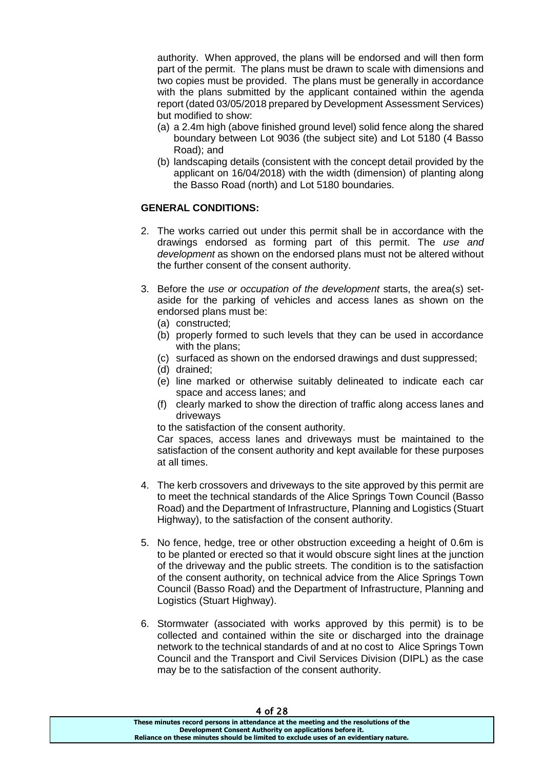authority. When approved, the plans will be endorsed and will then form part of the permit. The plans must be drawn to scale with dimensions and two copies must be provided. The plans must be generally in accordance with the plans submitted by the applicant contained within the agenda report (dated 03/05/2018 prepared by Development Assessment Services) but modified to show:

(a) a 2.4m high (above finished ground level) solid fence along the shared boundary between Lot 9036 (the subject site) and Lot 5180 (4 Basso Road); and

(b) landscaping details (consistent with the concept detail provided by the applicant on 16/04/2018) with the width (dimension) of planting along the Basso Road (north) and Lot 5180 boundaries.

**GENERAL CONDITIONS:**

2. The works carried out under this permit shall be in accordance with the drawings endorsed as forming part of this permit. The *use and development* as shown on the endorsed plans must not be altered without the further consent of the consent authority.

3. Before the *use or occupation of the development* starts, the area(s) set-aside for the parking of vehicles and access lanes as shown on the endorsed plans must be:
   (a) constructed;
   (b) properly formed to such levels that they can be used in accordance with the plans;
   (c) surfaced as shown on the endorsed drawings and dust suppressed;
   (d) drained;
   (e) line marked or otherwise suitably delineated to indicate each car space and access lanes; and
   (f) clearly marked to show the direction of traffic along access lanes and driveways

   to the satisfaction of the consent authority.

   Car spaces, access lanes and driveways must be maintained to the satisfaction of the consent authority and kept available for these purposes at all times.

4. The kerb crossovers and driveways to the site approved by this permit are to meet the technical standards of the Alice Springs Town Council (Basso Road) and the Department of Infrastructure, Planning and Logistics (Stuart Highway), to the satisfaction of the consent authority.

5. No fence, hedge, tree or other obstruction exceeding a height of 0.6m is to be planted or erected so that it would obscure sight lines at the junction of the driveway and the public streets. The condition is to the satisfaction of the consent authority, on technical advice from the Alice Springs Town Council (Basso Road) and the Department of Infrastructure, Planning and Logistics (Stuart Highway).

6. Stormwater (associated with works approved by this permit) is to be collected and contained within the site or discharged into the drainage network to the technical standards of and at no cost to Alice Springs Town Council and the Transport and Civil Services Division (DIPL) as the case may be to the satisfaction of the consent authority.

These minutes record persons in attendance at the meeting and the resolutions of the Development Consent Authority on applications before it.
Reliance on these minutes should be limited to exclude uses of an evidentiary nature.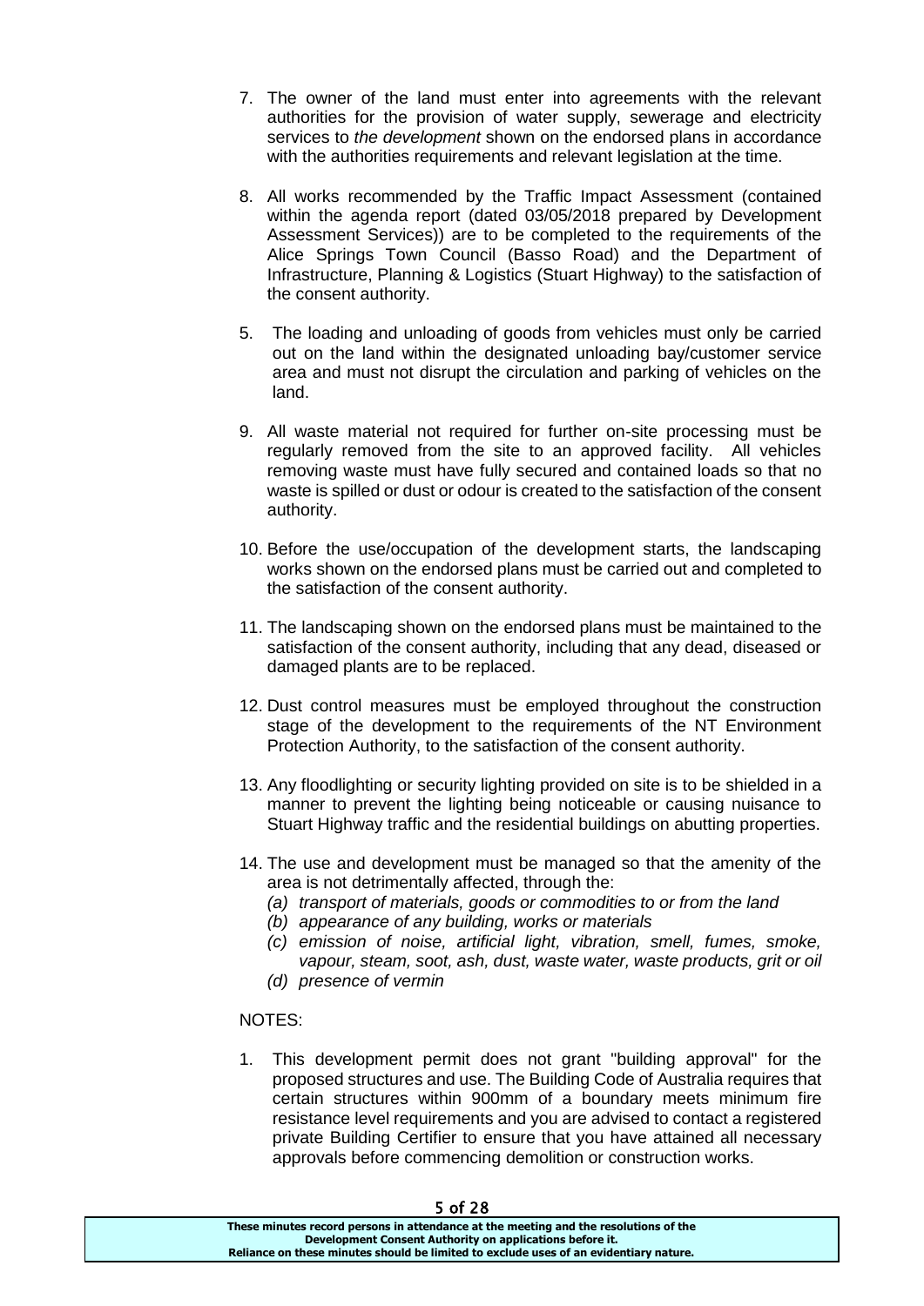7. The owner of the land must enter into agreements with the relevant authorities for the provision of water supply, sewerage and electricity services to *the development* shown on the endorsed plans in accordance with the authorities requirements and relevant legislation at the time.

8. All works recommended by the Traffic Impact Assessment (contained within the agenda report (dated 03/05/2018 prepared by Development Assessment Services)) are to be completed to the requirements of the Alice Springs Town Council (Basso Road) and the Department of Infrastructure, Planning & Logistics (Stuart Highway) to the satisfaction of the consent authority.

5. The loading and unloading of goods from vehicles must only be carried out on the land within the designated unloading bay/customer service area and must not disrupt the circulation and parking of vehicles on the land.

9. All waste material not required for further on-site processing must be regularly removed from the site to an approved facility. All vehicles removing waste must have fully secured and contained loads so that no waste is spilled or dust or odour is created to the satisfaction of the consent authority.

10. Before the use/occupation of the development starts, the landscaping works shown on the endorsed plans must be carried out and completed to the satisfaction of the consent authority.

11. The landscaping shown on the endorsed plans must be maintained to the satisfaction of the consent authority, including that any dead, diseased or damaged plants are to be replaced.

12. Dust control measures must be employed throughout the construction stage of the development to the requirements of the NT Environment Protection Authority, to the satisfaction of the consent authority.

13. Any floodlighting or security lighting provided on site is to be shielded in a manner to prevent the lighting being noticeable or causing nuisance to Stuart Highway traffic and the residential buildings on abutting properties.

14. The use and development must be managed so that the amenity of the area is not detrimentally affected, through the:
    *(a) transport of materials, goods or commodities to or from the land*
    *(b) appearance of any building, works or materials*
    *(c) emission of noise, artificial light, vibration, smell, fumes, smoke, vapour, steam, soot, ash, dust, waste water, waste products, grit or oil*
    *(d) presence of vermin*

NOTES:

1. This development permit does not grant "building approval" for the proposed structures and use. The Building Code of Australia requires that certain structures within 900mm of a boundary meets minimum fire resistance level requirements and you are advised to contact a registered private Building Certifier to ensure that you have attained all necessary approvals before commencing demolition or construction works.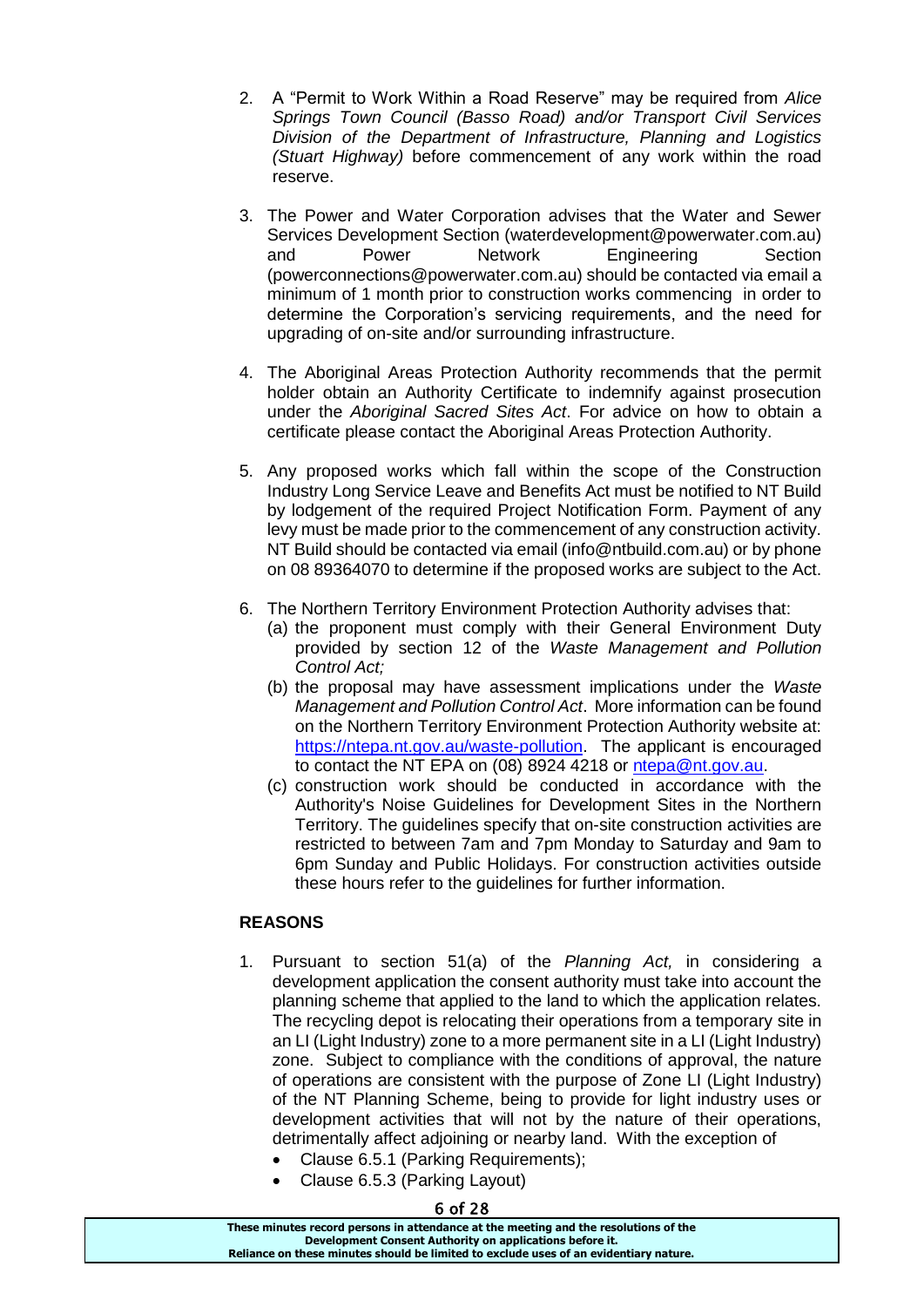2. A "Permit to Work Within a Road Reserve" may be required from *Alice Springs Town Council (Basso Road) and/or Transport Civil Services Division of the Department of Infrastructure, Planning and Logistics (Stuart Highway)* before commencement of any work within the road reserve.

3. The Power and Water Corporation advises that the Water and Sewer Services Development Section (waterdevelopment@powerwater.com.au) and Power Network Engineering Section (powerconnections@powerwater.com.au) should be contacted via email a minimum of 1 month prior to construction works commencing in order to determine the Corporation's servicing requirements, and the need for upgrading of on-site and/or surrounding infrastructure.

4. The Aboriginal Areas Protection Authority recommends that the permit holder obtain an Authority Certificate to indemnify against prosecution under the *Aboriginal Sacred Sites Act*. For advice on how to obtain a certificate please contact the Aboriginal Areas Protection Authority.

5. Any proposed works which fall within the scope of the Construction Industry Long Service Leave and Benefits Act must be notified to NT Build by lodgement of the required Project Notification Form. Payment of any levy must be made prior to the commencement of any construction activity. NT Build should be contacted via email (info@ntbuild.com.au) or by phone on 08 89364070 to determine if the proposed works are subject to the Act.

6. The Northern Territory Environment Protection Authority advises that:
   (a) the proponent must comply with their General Environment Duty provided by section 12 of the *Waste Management and Pollution Control Act;*
   (b) the proposal may have assessment implications under the *Waste Management and Pollution Control Act*. More information can be found on the Northern Territory Environment Protection Authority website at: https://ntepa.nt.gov.au/waste-pollution. The applicant is encouraged to contact the NT EPA on (08) 8924 4218 or ntepa@nt.gov.au.
   (c) construction work should be conducted in accordance with the Authority's Noise Guidelines for Development Sites in the Northern Territory. The guidelines specify that on-site construction activities are restricted to between 7am and 7pm Monday to Saturday and 9am to 6pm Sunday and Public Holidays. For construction activities outside these hours refer to the guidelines for further information.

**REASONS**

1. Pursuant to section 51(a) of the *Planning Act,* in considering a development application the consent authority must take into account the planning scheme that applied to the land to which the application relates. The recycling depot is relocating their operations from a temporary site in an LI (Light Industry) zone to a more permanent site in a LI (Light Industry) zone. Subject to compliance with the conditions of approval, the nature of operations are consistent with the purpose of Zone LI (Light Industry) of the NT Planning Scheme, being to provide for light industry uses or development activities that will not by the nature of their operations, detrimentally affect adjoining or nearby land. With the exception of
   - Clause 6.5.1 (Parking Requirements);
   - Clause 6.5.3 (Parking Layout)

These minutes record persons in attendance at the meeting and the resolutions of the Development Consent Authority on applications before it. Reliance on these minutes should be limited to exclude uses of an evidentiary nature.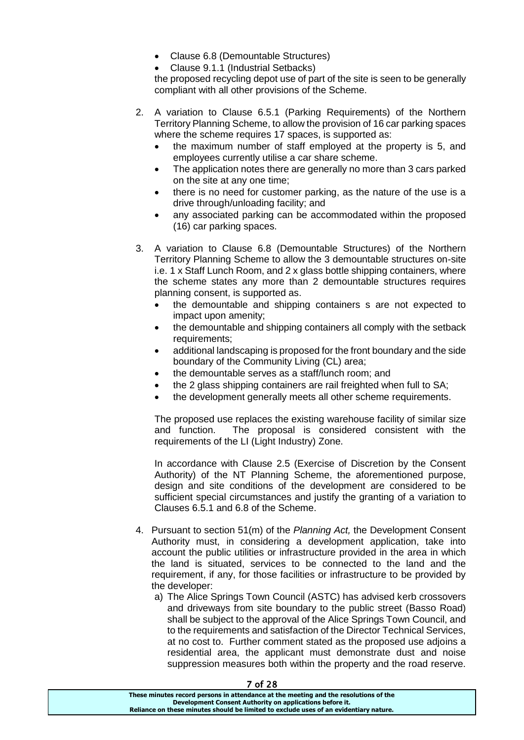- Clause 6.8 (Demountable Structures)
- Clause 9.1.1 (Industrial Setbacks)

the proposed recycling depot use of part of the site is seen to be generally compliant with all other provisions of the Scheme.

2. A variation to Clause 6.5.1 (Parking Requirements) of the Northern Territory Planning Scheme, to allow the provision of 16 car parking spaces where the scheme requires 17 spaces, is supported as:
   - the maximum number of staff employed at the property is 5, and employees currently utilise a car share scheme.
   - The application notes there are generally no more than 3 cars parked on the site at any one time;
   - there is no need for customer parking, as the nature of the use is a drive through/unloading facility; and
   - any associated parking can be accommodated within the proposed (16) car parking spaces.

3. A variation to Clause 6.8 (Demountable Structures) of the Northern Territory Planning Scheme to allow the 3 demountable structures on-site i.e. 1 x Staff Lunch Room, and 2 x glass bottle shipping containers, where the scheme states any more than 2 demountable structures requires planning consent, is supported as.
   - the demountable and shipping containers s are not expected to impact upon amenity;
   - the demountable and shipping containers all comply with the setback requirements;
   - additional landscaping is proposed for the front boundary and the side boundary of the Community Living (CL) area;
   - the demountable serves as a staff/lunch room; and
   - the 2 glass shipping containers are rail freighted when full to SA;
   - the development generally meets all other scheme requirements.

   The proposed use replaces the existing warehouse facility of similar size and function. The proposal is considered consistent with the requirements of the LI (Light Industry) Zone.

   In accordance with Clause 2.5 (Exercise of Discretion by the Consent Authority) of the NT Planning Scheme, the aforementioned purpose, design and site conditions of the development are considered to be sufficient special circumstances and justify the granting of a variation to Clauses 6.5.1 and 6.8 of the Scheme.

4. Pursuant to section 51(m) of the *Planning Act,* the Development Consent Authority must, in considering a development application, take into account the public utilities or infrastructure provided in the area in which the land is situated, services to be connected to the land and the requirement, if any, for those facilities or infrastructure to be provided by the developer:
   a) The Alice Springs Town Council (ASTC) has advised kerb crossovers and driveways from site boundary to the public street (Basso Road) shall be subject to the approval of the Alice Springs Town Council, and to the requirements and satisfaction of the Director Technical Services, at no cost to. Further comment stated as the proposed use adjoins a residential area, the applicant must demonstrate dust and noise suppression measures both within the property and the road reserve.

**These minutes record persons in attendance at the meeting and the resolutions of the Development Consent Authority on applications before it. Reliance on these minutes should be limited to exclude uses of an evidentiary nature.**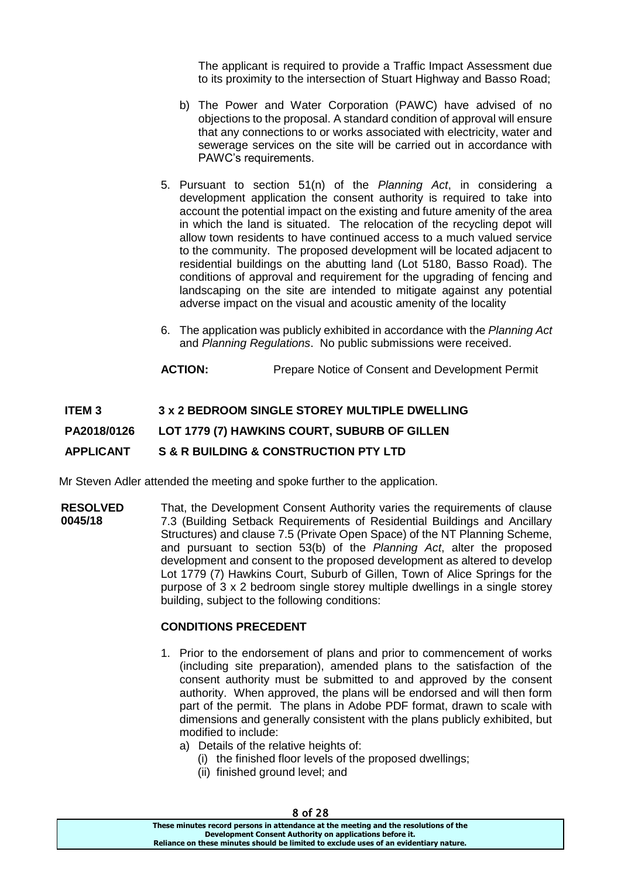The applicant is required to provide a Traffic Impact Assessment due to its proximity to the intersection of Stuart Highway and Basso Road;

b) The Power and Water Corporation (PAWC) have advised of no objections to the proposal. A standard condition of approval will ensure that any connections to or works associated with electricity, water and sewerage services on the site will be carried out in accordance with PAWC's requirements.

5. Pursuant to section 51(n) of the *Planning Act*, in considering a development application the consent authority is required to take into account the potential impact on the existing and future amenity of the area in which the land is situated. The relocation of the recycling depot will allow town residents to have continued access to a much valued service to the community. The proposed development will be located adjacent to residential buildings on the abutting land (Lot 5180, Basso Road). The conditions of approval and requirement for the upgrading of fencing and landscaping on the site are intended to mitigate against any potential adverse impact on the visual and acoustic amenity of the locality

6. The application was publicly exhibited in accordance with the *Planning Act* and *Planning Regulations*. No public submissions were received.

**ACTION:** Prepare Notice of Consent and Development Permit

**ITEM 3 — 3 x 2 BEDROOM SINGLE STOREY MULTIPLE DWELLING**

**PA2018/0126 — LOT 1779 (7) HAWKINS COURT, SUBURB OF GILLEN**

**APPLICANT — S & R BUILDING & CONSTRUCTION PTY LTD**

Mr Steven Adler attended the meeting and spoke further to the application.

**RESOLVED 0045/18**

That, the Development Consent Authority varies the requirements of clause 7.3 (Building Setback Requirements of Residential Buildings and Ancillary Structures) and clause 7.5 (Private Open Space) of the NT Planning Scheme, and pursuant to section 53(b) of the *Planning Act*, alter the proposed development and consent to the proposed development as altered to develop Lot 1779 (7) Hawkins Court, Suburb of Gillen, Town of Alice Springs for the purpose of 3 x 2 bedroom single storey multiple dwellings in a single storey building, subject to the following conditions:

**CONDITIONS PRECEDENT**

1. Prior to the endorsement of plans and prior to commencement of works (including site preparation), amended plans to the satisfaction of the consent authority must be submitted to and approved by the consent authority. When approved, the plans will be endorsed and will then form part of the permit. The plans in Adobe PDF format, drawn to scale with dimensions and generally consistent with the plans publicly exhibited, but modified to include:
   a) Details of the relative heights of:
      (i) the finished floor levels of the proposed dwellings;
      (ii) finished ground level; and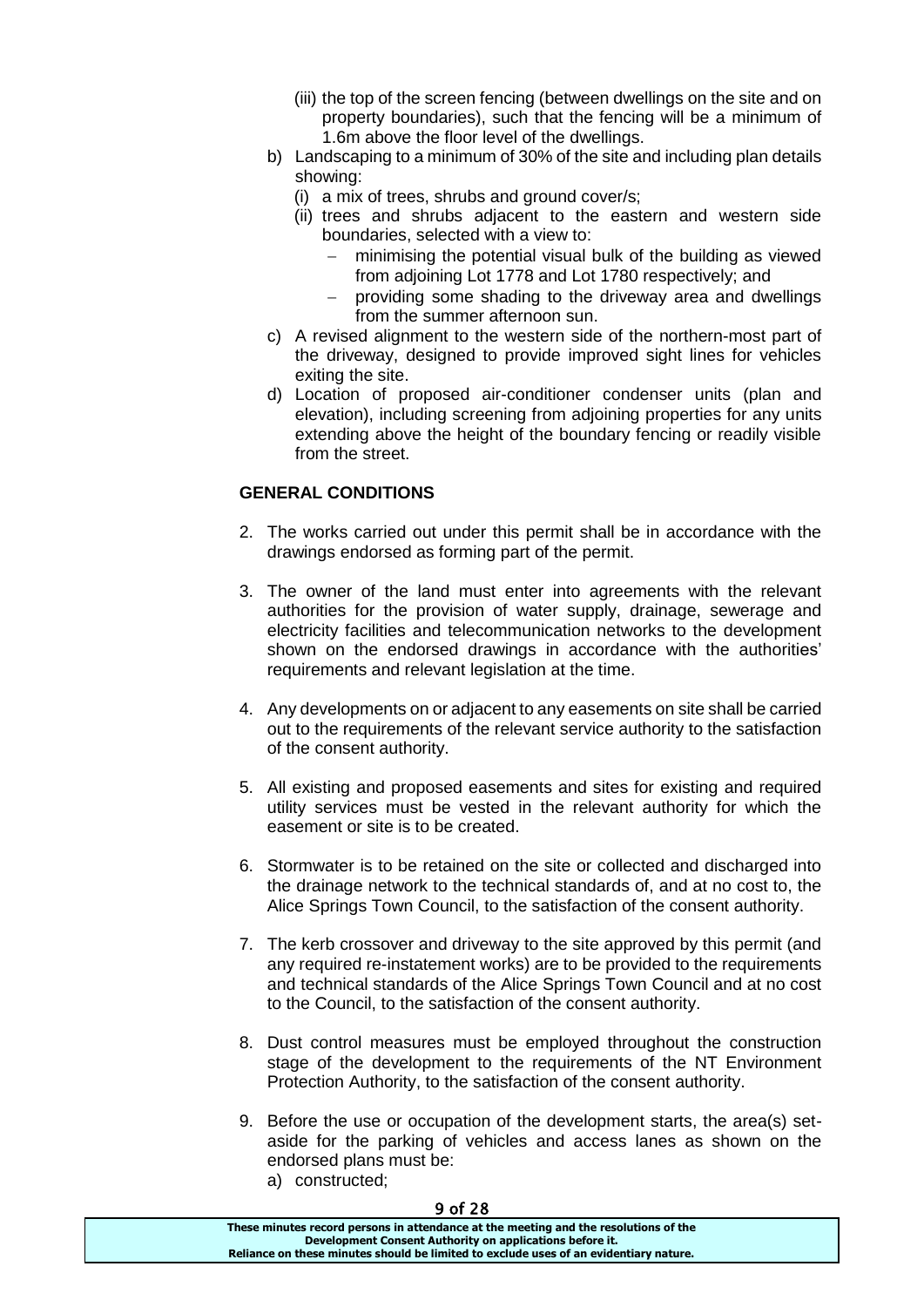(iii) the top of the screen fencing (between dwellings on the site and on property boundaries), such that the fencing will be a minimum of 1.6m above the floor level of the dwellings.

b) Landscaping to a minimum of 30% of the site and including plan details showing:
   (i) a mix of trees, shrubs and ground cover/s;
   (ii) trees and shrubs adjacent to the eastern and western side boundaries, selected with a view to:
      - minimising the potential visual bulk of the building as viewed from adjoining Lot 1778 and Lot 1780 respectively; and
      - providing some shading to the driveway area and dwellings from the summer afternoon sun.

c) A revised alignment to the western side of the northern-most part of the driveway, designed to provide improved sight lines for vehicles exiting the site.

d) Location of proposed air-conditioner condenser units (plan and elevation), including screening from adjoining properties for any units extending above the height of the boundary fencing or readily visible from the street.

**GENERAL CONDITIONS**

2. The works carried out under this permit shall be in accordance with the drawings endorsed as forming part of the permit.

3. The owner of the land must enter into agreements with the relevant authorities for the provision of water supply, drainage, sewerage and electricity facilities and telecommunication networks to the development shown on the endorsed drawings in accordance with the authorities' requirements and relevant legislation at the time.

4. Any developments on or adjacent to any easements on site shall be carried out to the requirements of the relevant service authority to the satisfaction of the consent authority.

5. All existing and proposed easements and sites for existing and required utility services must be vested in the relevant authority for which the easement or site is to be created.

6. Stormwater is to be retained on the site or collected and discharged into the drainage network to the technical standards of, and at no cost to, the Alice Springs Town Council, to the satisfaction of the consent authority.

7. The kerb crossover and driveway to the site approved by this permit (and any required re-instatement works) are to be provided to the requirements and technical standards of the Alice Springs Town Council and at no cost to the Council, to the satisfaction of the consent authority.

8. Dust control measures must be employed throughout the construction stage of the development to the requirements of the NT Environment Protection Authority, to the satisfaction of the consent authority.

9. Before the use or occupation of the development starts, the area(s) set-aside for the parking of vehicles and access lanes as shown on the endorsed plans must be:
   a) constructed;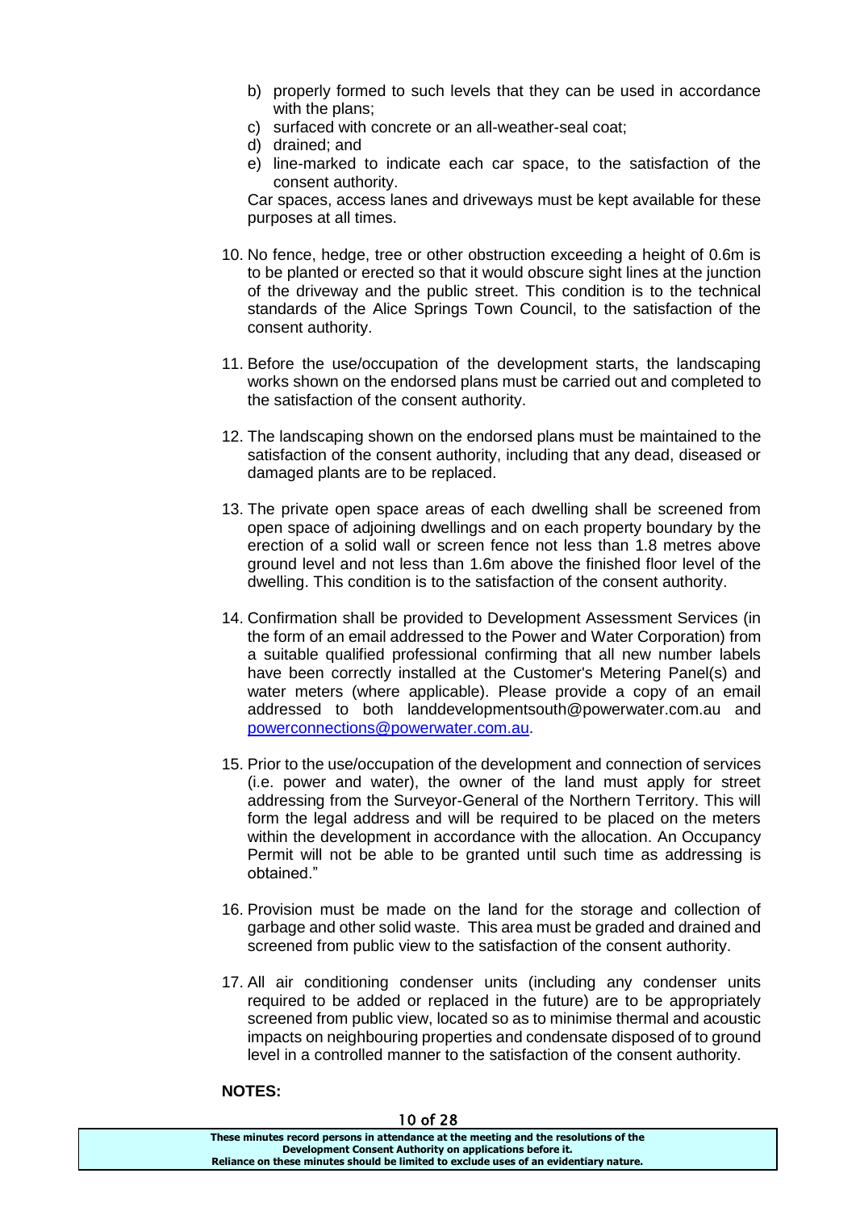b) properly formed to such levels that they can be used in accordance with the plans;
c) surfaced with concrete or an all-weather-seal coat;
d) drained; and
e) line-marked to indicate each car space, to the satisfaction of the consent authority.

Car spaces, access lanes and driveways must be kept available for these purposes at all times.

10. No fence, hedge, tree or other obstruction exceeding a height of 0.6m is to be planted or erected so that it would obscure sight lines at the junction of the driveway and the public street. This condition is to the technical standards of the Alice Springs Town Council, to the satisfaction of the consent authority.

11. Before the use/occupation of the development starts, the landscaping works shown on the endorsed plans must be carried out and completed to the satisfaction of the consent authority.

12. The landscaping shown on the endorsed plans must be maintained to the satisfaction of the consent authority, including that any dead, diseased or damaged plants are to be replaced.

13. The private open space areas of each dwelling shall be screened from open space of adjoining dwellings and on each property boundary by the erection of a solid wall or screen fence not less than 1.8 metres above ground level and not less than 1.6m above the finished floor level of the dwelling. This condition is to the satisfaction of the consent authority.

14. Confirmation shall be provided to Development Assessment Services (in the form of an email addressed to the Power and Water Corporation) from a suitable qualified professional confirming that all new number labels have been correctly installed at the Customer's Metering Panel(s) and water meters (where applicable). Please provide a copy of an email addressed to both landdevelopmentsouth@powerwater.com.au and powerconnections@powerwater.com.au.

15. Prior to the use/occupation of the development and connection of services (i.e. power and water), the owner of the land must apply for street addressing from the Surveyor-General of the Northern Territory. This will form the legal address and will be required to be placed on the meters within the development in accordance with the allocation. An Occupancy Permit will not be able to be granted until such time as addressing is obtained."

16. Provision must be made on the land for the storage and collection of garbage and other solid waste. This area must be graded and drained and screened from public view to the satisfaction of the consent authority.

17. All air conditioning condenser units (including any condenser units required to be added or replaced in the future) are to be appropriately screened from public view, located so as to minimise thermal and acoustic impacts on neighbouring properties and condensate disposed of to ground level in a controlled manner to the satisfaction of the consent authority.

**NOTES:**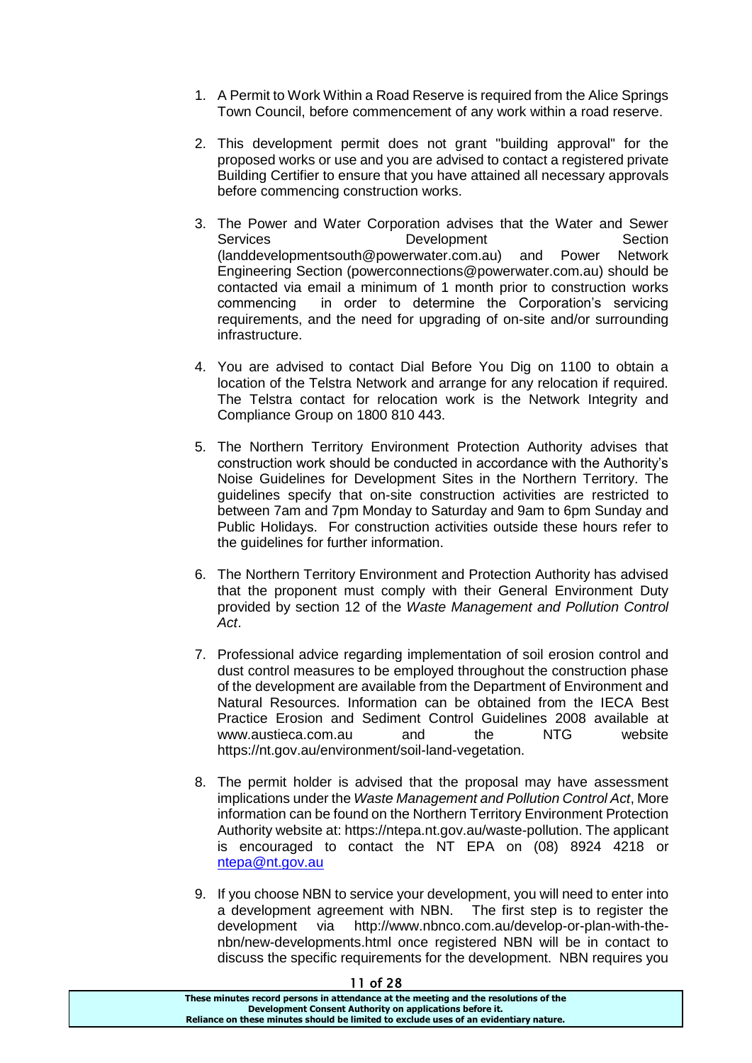1. A Permit to Work Within a Road Reserve is required from the Alice Springs Town Council, before commencement of any work within a road reserve.

2. This development permit does not grant "building approval" for the proposed works or use and you are advised to contact a registered private Building Certifier to ensure that you have attained all necessary approvals before commencing construction works.

3. The Power and Water Corporation advises that the Water and Sewer Services Development Section (landdevelopmentsouth@powerwater.com.au) and Power Network Engineering Section (powerconnections@powerwater.com.au) should be contacted via email a minimum of 1 month prior to construction works commencing in order to determine the Corporation's servicing requirements, and the need for upgrading of on-site and/or surrounding infrastructure.

4. You are advised to contact Dial Before You Dig on 1100 to obtain a location of the Telstra Network and arrange for any relocation if required. The Telstra contact for relocation work is the Network Integrity and Compliance Group on 1800 810 443.

5. The Northern Territory Environment Protection Authority advises that construction work should be conducted in accordance with the Authority's Noise Guidelines for Development Sites in the Northern Territory. The guidelines specify that on-site construction activities are restricted to between 7am and 7pm Monday to Saturday and 9am to 6pm Sunday and Public Holidays. For construction activities outside these hours refer to the guidelines for further information.

6. The Northern Territory Environment and Protection Authority has advised that the proponent must comply with their General Environment Duty provided by section 12 of the *Waste Management and Pollution Control Act*.

7. Professional advice regarding implementation of soil erosion control and dust control measures to be employed throughout the construction phase of the development are available from the Department of Environment and Natural Resources. Information can be obtained from the IECA Best Practice Erosion and Sediment Control Guidelines 2008 available at www.austieca.com.au and the NTG website https://nt.gov.au/environment/soil-land-vegetation.

8. The permit holder is advised that the proposal may have assessment implications under the *Waste Management and Pollution Control Act*, More information can be found on the Northern Territory Environment Protection Authority website at: https://ntepa.nt.gov.au/waste-pollution. The applicant is encouraged to contact the NT EPA on (08) 8924 4218 or ntepa@nt.gov.au

9. If you choose NBN to service your development, you will need to enter into a development agreement with NBN. The first step is to register the development via http://www.nbnco.com.au/develop-or-plan-with-the-nbn/new-developments.html once registered NBN will be in contact to discuss the specific requirements for the development. NBN requires you

**These minutes record persons in attendance at the meeting and the resolutions of the Development Consent Authority on applications before it. Reliance on these minutes should be limited to exclude uses of an evidentiary nature.**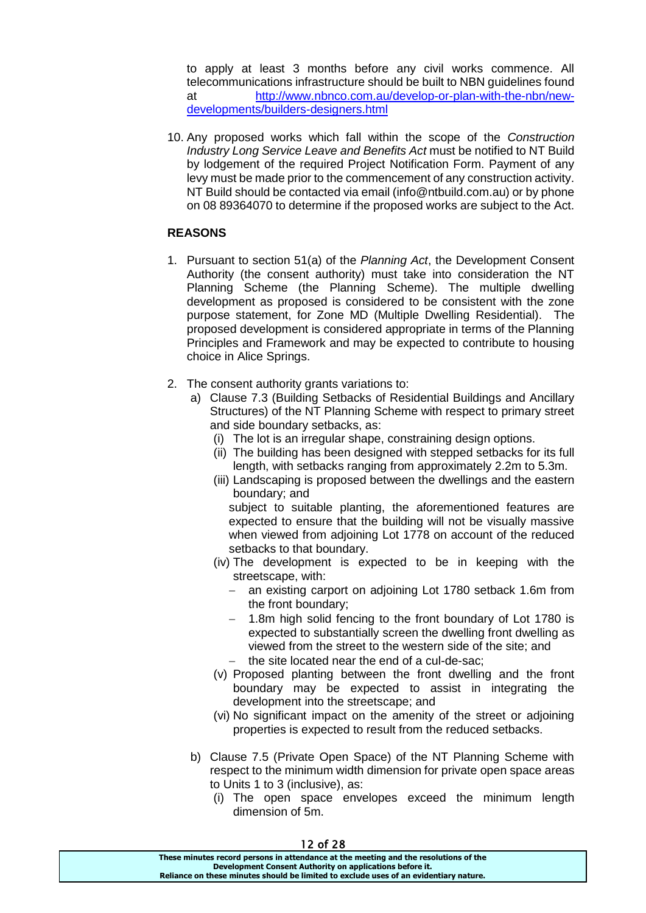to apply at least 3 months before any civil works commence. All telecommunications infrastructure should be built to NBN guidelines found at [http://www.nbnco.com.au/develop-or-plan-with-the-nbn/new-developments/builders-designers.html](http://www.nbnco.com.au/develop-or-plan-with-the-nbn/new-developments/builders-designers.html)

10. Any proposed works which fall within the scope of the *Construction Industry Long Service Leave and Benefits Act* must be notified to NT Build by lodgement of the required Project Notification Form. Payment of any levy must be made prior to the commencement of any construction activity. NT Build should be contacted via email (info@ntbuild.com.au) or by phone on 08 89364070 to determine if the proposed works are subject to the Act.

**REASONS**

1. Pursuant to section 51(a) of the *Planning Act*, the Development Consent Authority (the consent authority) must take into consideration the NT Planning Scheme (the Planning Scheme). The multiple dwelling development as proposed is considered to be consistent with the zone purpose statement, for Zone MD (Multiple Dwelling Residential). The proposed development is considered appropriate in terms of the Planning Principles and Framework and may be expected to contribute to housing choice in Alice Springs.

2. The consent authority grants variations to:
   a) Clause 7.3 (Building Setbacks of Residential Buildings and Ancillary Structures) of the NT Planning Scheme with respect to primary street and side boundary setbacks, as:
      (i) The lot is an irregular shape, constraining design options.
      (ii) The building has been designed with stepped setbacks for its full length, with setbacks ranging from approximately 2.2m to 5.3m.
      (iii) Landscaping is proposed between the dwellings and the eastern boundary; and

      subject to suitable planting, the aforementioned features are expected to ensure that the building will not be visually massive when viewed from adjoining Lot 1778 on account of the reduced setbacks to that boundary.

      (iv) The development is expected to be in keeping with the streetscape, with:
      - an existing carport on adjoining Lot 1780 setback 1.6m from the front boundary;
      - 1.8m high solid fencing to the front boundary of Lot 1780 is expected to substantially screen the dwelling front dwelling as viewed from the street to the western side of the site; and
      - the site located near the end of a cul-de-sac;

      (v) Proposed planting between the front dwelling and the front boundary may be expected to assist in integrating the development into the streetscape; and
      (vi) No significant impact on the amenity of the street or adjoining properties is expected to result from the reduced setbacks.

   b) Clause 7.5 (Private Open Space) of the NT Planning Scheme with respect to the minimum width dimension for private open space areas to Units 1 to 3 (inclusive), as:
      (i) The open space envelopes exceed the minimum length dimension of 5m.

These minutes record persons in attendance at the meeting and the resolutions of the Development Consent Authority on applications before it. Reliance on these minutes should be limited to exclude uses of an evidentiary nature.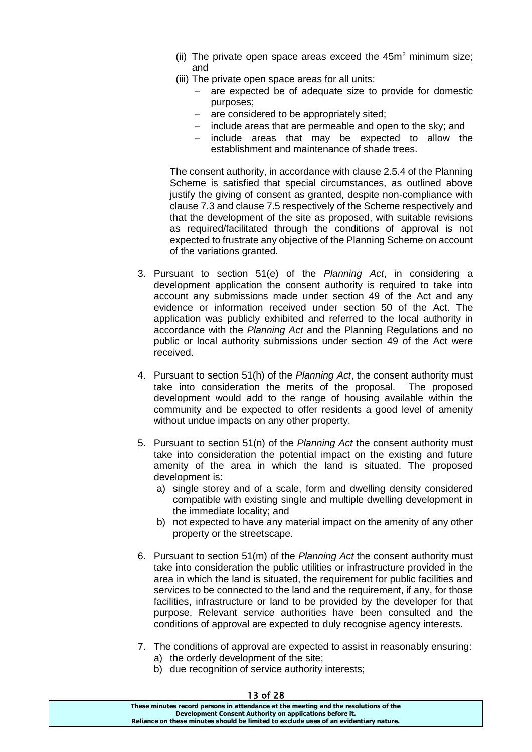(ii) The private open space areas exceed the $45m^2$ minimum size; and

(iii) The private open space areas for all units:

- are expected be of adequate size to provide for domestic purposes;
- are considered to be appropriately sited;
- include areas that are permeable and open to the sky; and
- include areas that may be expected to allow the establishment and maintenance of shade trees.

The consent authority, in accordance with clause 2.5.4 of the Planning Scheme is satisfied that special circumstances, as outlined above justify the giving of consent as granted, despite non-compliance with clause 7.3 and clause 7.5 respectively of the Scheme respectively and that the development of the site as proposed, with suitable revisions as required/facilitated through the conditions of approval is not expected to frustrate any objective of the Planning Scheme on account of the variations granted.

3. Pursuant to section 51(e) of the *Planning Act*, in considering a development application the consent authority is required to take into account any submissions made under section 49 of the Act and any evidence or information received under section 50 of the Act. The application was publicly exhibited and referred to the local authority in accordance with the *Planning Act* and the Planning Regulations and no public or local authority submissions under section 49 of the Act were received.

4. Pursuant to section 51(h) of the *Planning Act*, the consent authority must take into consideration the merits of the proposal. The proposed development would add to the range of housing available within the community and be expected to offer residents a good level of amenity without undue impacts on any other property.

5. Pursuant to section 51(n) of the *Planning Act* the consent authority must take into consideration the potential impact on the existing and future amenity of the area in which the land is situated. The proposed development is:
   a) single storey and of a scale, form and dwelling density considered compatible with existing single and multiple dwelling development in the immediate locality; and
   b) not expected to have any material impact on the amenity of any other property or the streetscape.

6. Pursuant to section 51(m) of the *Planning Act* the consent authority must take into consideration the public utilities or infrastructure provided in the area in which the land is situated, the requirement for public facilities and services to be connected to the land and the requirement, if any, for those facilities, infrastructure or land to be provided by the developer for that purpose. Relevant service authorities have been consulted and the conditions of approval are expected to duly recognise agency interests.

7. The conditions of approval are expected to assist in reasonably ensuring:
   a) the orderly development of the site;
   b) due recognition of service authority interests;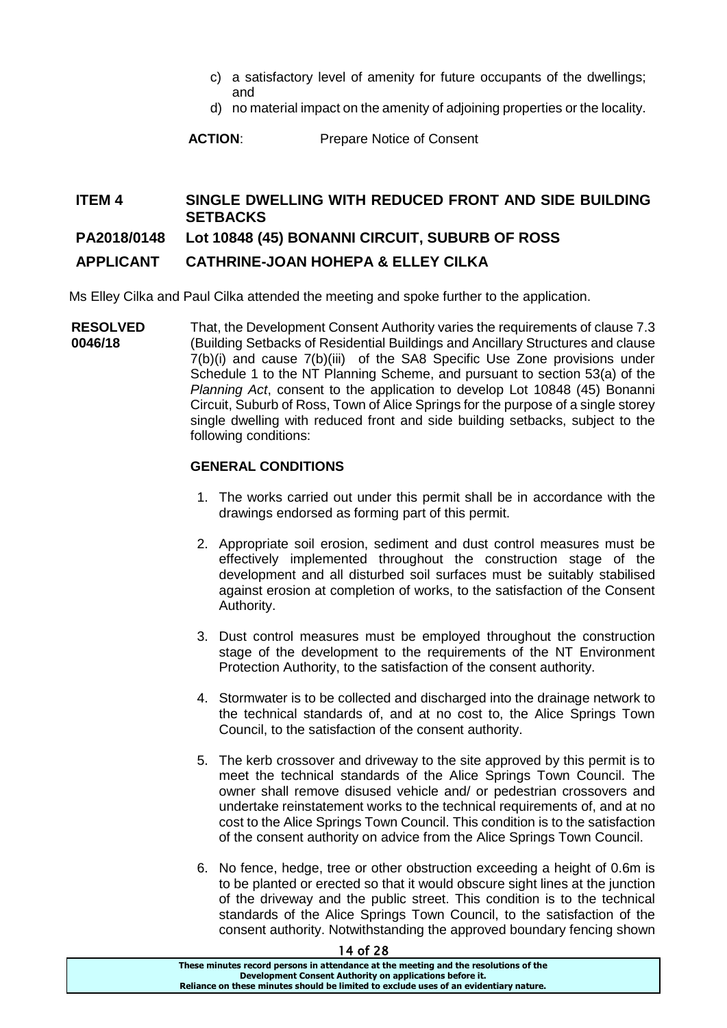c) a satisfactory level of amenity for future occupants of the dwellings; and

d) no material impact on the amenity of adjoining properties or the locality.

**ACTION**: Prepare Notice of Consent

## ITEM 4 SINGLE DWELLING WITH REDUCED FRONT AND SIDE BUILDING SETBACKS

## PA2018/0148 Lot 10848 (45) BONANNI CIRCUIT, SUBURB OF ROSS

## APPLICANT CATHRINE-JOAN HOHEPA & ELLEY CILKA

Ms Elley Cilka and Paul Cilka attended the meeting and spoke further to the application.

**RESOLVED 0046/18**

That, the Development Consent Authority varies the requirements of clause 7.3 (Building Setbacks of Residential Buildings and Ancillary Structures and clause 7(b)(i) and cause 7(b)(iii) of the SA8 Specific Use Zone provisions under Schedule 1 to the NT Planning Scheme, and pursuant to section 53(a) of the *Planning Act*, consent to the application to develop Lot 10848 (45) Bonanni Circuit, Suburb of Ross, Town of Alice Springs for the purpose of a single storey single dwelling with reduced front and side building setbacks, subject to the following conditions:

**GENERAL CONDITIONS**

1. The works carried out under this permit shall be in accordance with the drawings endorsed as forming part of this permit.

2. Appropriate soil erosion, sediment and dust control measures must be effectively implemented throughout the construction stage of the development and all disturbed soil surfaces must be suitably stabilised against erosion at completion of works, to the satisfaction of the Consent Authority.

3. Dust control measures must be employed throughout the construction stage of the development to the requirements of the NT Environment Protection Authority, to the satisfaction of the consent authority.

4. Stormwater is to be collected and discharged into the drainage network to the technical standards of, and at no cost to, the Alice Springs Town Council, to the satisfaction of the consent authority.

5. The kerb crossover and driveway to the site approved by this permit is to meet the technical standards of the Alice Springs Town Council. The owner shall remove disused vehicle and/ or pedestrian crossovers and undertake reinstatement works to the technical requirements of, and at no cost to the Alice Springs Town Council. This condition is to the satisfaction of the consent authority on advice from the Alice Springs Town Council.

6. No fence, hedge, tree or other obstruction exceeding a height of 0.6m is to be planted or erected so that it would obscure sight lines at the junction of the driveway and the public street. This condition is to the technical standards of the Alice Springs Town Council, to the satisfaction of the consent authority. Notwithstanding the approved boundary fencing shown

These minutes record persons in attendance at the meeting and the resolutions of the Development Consent Authority on applications before it. Reliance on these minutes should be limited to exclude uses of an evidentiary nature.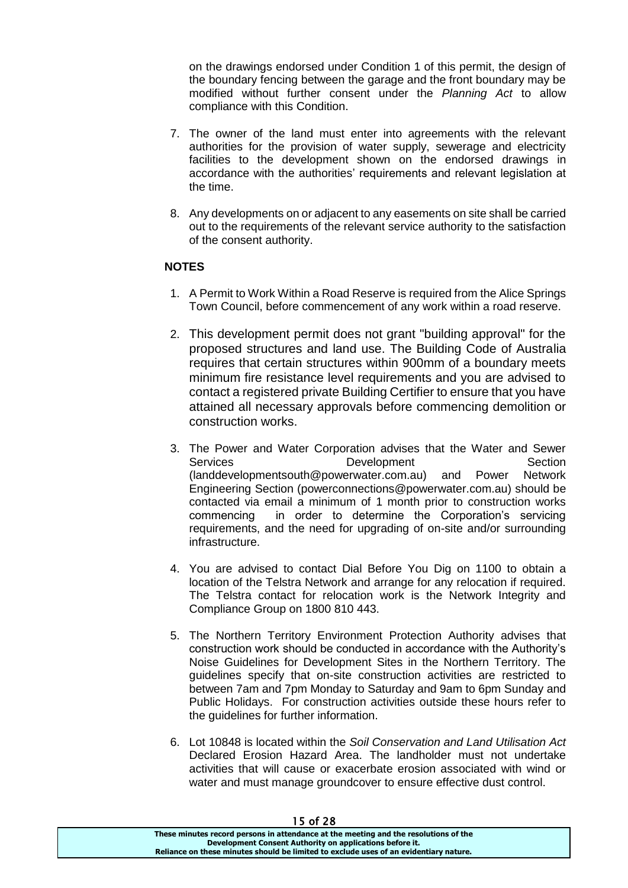on the drawings endorsed under Condition 1 of this permit, the design of the boundary fencing between the garage and the front boundary may be modified without further consent under the *Planning Act* to allow compliance with this Condition.

7. The owner of the land must enter into agreements with the relevant authorities for the provision of water supply, sewerage and electricity facilities to the development shown on the endorsed drawings in accordance with the authorities' requirements and relevant legislation at the time.

8. Any developments on or adjacent to any easements on site shall be carried out to the requirements of the relevant service authority to the satisfaction of the consent authority.

**NOTES**

1. A Permit to Work Within a Road Reserve is required from the Alice Springs Town Council, before commencement of any work within a road reserve.

2. This development permit does not grant "building approval" for the proposed structures and land use. The Building Code of Australia requires that certain structures within 900mm of a boundary meets minimum fire resistance level requirements and you are advised to contact a registered private Building Certifier to ensure that you have attained all necessary approvals before commencing demolition or construction works.

3. The Power and Water Corporation advises that the Water and Sewer Services Development Section (landdevelopmentsouth@powerwater.com.au) and Power Network Engineering Section (powerconnections@powerwater.com.au) should be contacted via email a minimum of 1 month prior to construction works commencing in order to determine the Corporation's servicing requirements, and the need for upgrading of on-site and/or surrounding infrastructure.

4. You are advised to contact Dial Before You Dig on 1100 to obtain a location of the Telstra Network and arrange for any relocation if required. The Telstra contact for relocation work is the Network Integrity and Compliance Group on 1800 810 443.

5. The Northern Territory Environment Protection Authority advises that construction work should be conducted in accordance with the Authority's Noise Guidelines for Development Sites in the Northern Territory. The guidelines specify that on-site construction activities are restricted to between 7am and 7pm Monday to Saturday and 9am to 6pm Sunday and Public Holidays. For construction activities outside these hours refer to the guidelines for further information.

6. Lot 10848 is located within the *Soil Conservation and Land Utilisation Act* Declared Erosion Hazard Area. The landholder must not undertake activities that will cause or exacerbate erosion associated with wind or water and must manage groundcover to ensure effective dust control.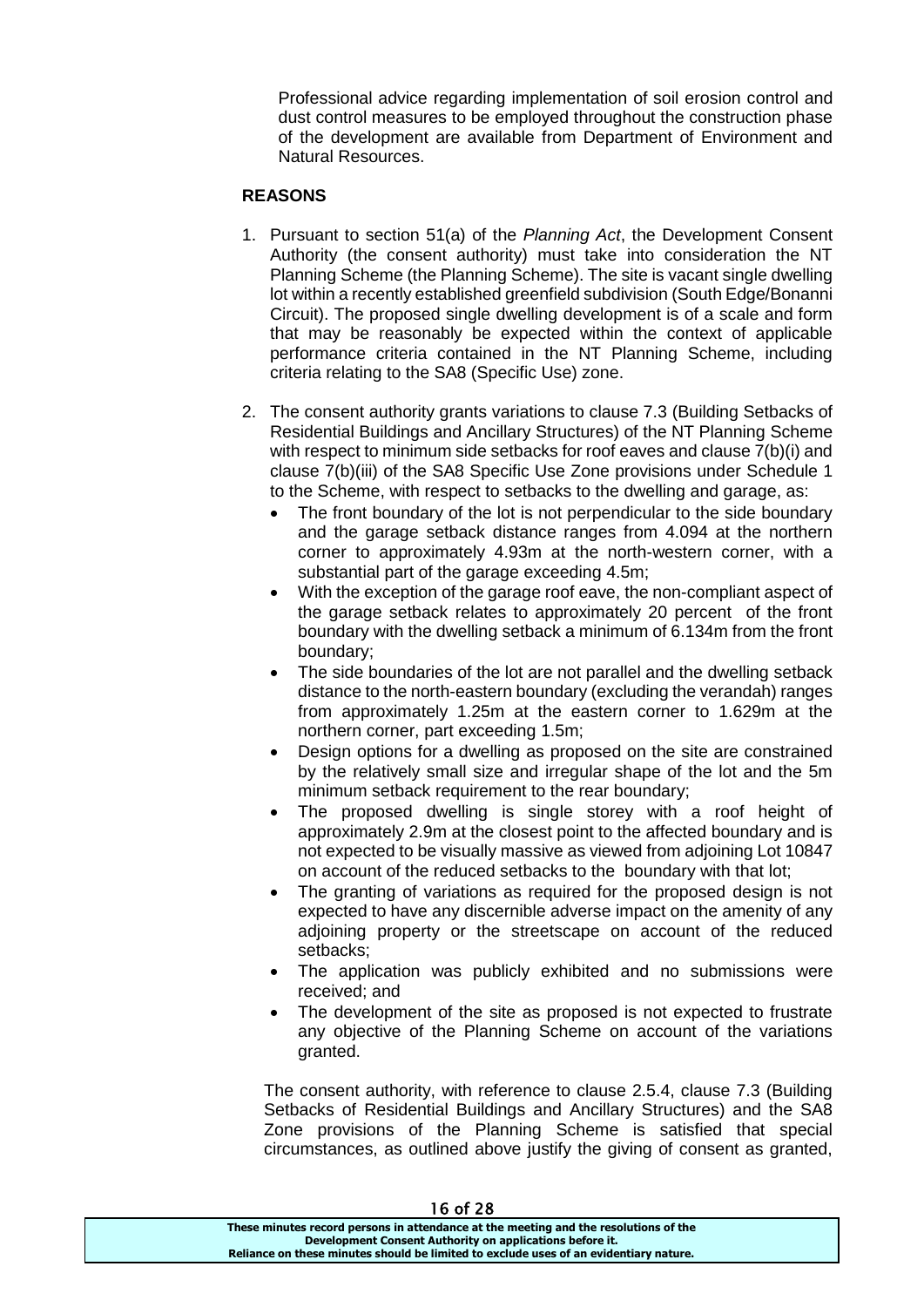Professional advice regarding implementation of soil erosion control and dust control measures to be employed throughout the construction phase of the development are available from Department of Environment and Natural Resources.

**REASONS**

1. Pursuant to section 51(a) of the *Planning Act*, the Development Consent Authority (the consent authority) must take into consideration the NT Planning Scheme (the Planning Scheme). The site is vacant single dwelling lot within a recently established greenfield subdivision (South Edge/Bonanni Circuit). The proposed single dwelling development is of a scale and form that may be reasonably be expected within the context of applicable performance criteria contained in the NT Planning Scheme, including criteria relating to the SA8 (Specific Use) zone.

2. The consent authority grants variations to clause 7.3 (Building Setbacks of Residential Buildings and Ancillary Structures) of the NT Planning Scheme with respect to minimum side setbacks for roof eaves and clause 7(b)(i) and clause 7(b)(iii) of the SA8 Specific Use Zone provisions under Schedule 1 to the Scheme, with respect to setbacks to the dwelling and garage, as:
   - The front boundary of the lot is not perpendicular to the side boundary and the garage setback distance ranges from 4.094 at the northern corner to approximately 4.93m at the north-western corner, with a substantial part of the garage exceeding 4.5m;
   - With the exception of the garage roof eave, the non-compliant aspect of the garage setback relates to approximately 20 percent of the front boundary with the dwelling setback a minimum of 6.134m from the front boundary;
   - The side boundaries of the lot are not parallel and the dwelling setback distance to the north-eastern boundary (excluding the verandah) ranges from approximately 1.25m at the eastern corner to 1.629m at the northern corner, part exceeding 1.5m;
   - Design options for a dwelling as proposed on the site are constrained by the relatively small size and irregular shape of the lot and the 5m minimum setback requirement to the rear boundary;
   - The proposed dwelling is single storey with a roof height of approximately 2.9m at the closest point to the affected boundary and is not expected to be visually massive as viewed from adjoining Lot 10847 on account of the reduced setbacks to the boundary with that lot;
   - The granting of variations as required for the proposed design is not expected to have any discernible adverse impact on the amenity of any adjoining property or the streetscape on account of the reduced setbacks;
   - The application was publicly exhibited and no submissions were received; and
   - The development of the site as proposed is not expected to frustrate any objective of the Planning Scheme on account of the variations granted.

   The consent authority, with reference to clause 2.5.4, clause 7.3 (Building Setbacks of Residential Buildings and Ancillary Structures) and the SA8 Zone provisions of the Planning Scheme is satisfied that special circumstances, as outlined above justify the giving of consent as granted,

These minutes record persons in attendance at the meeting and the resolutions of the Development Consent Authority on applications before it. Reliance on these minutes should be limited to exclude uses of an evidentiary nature.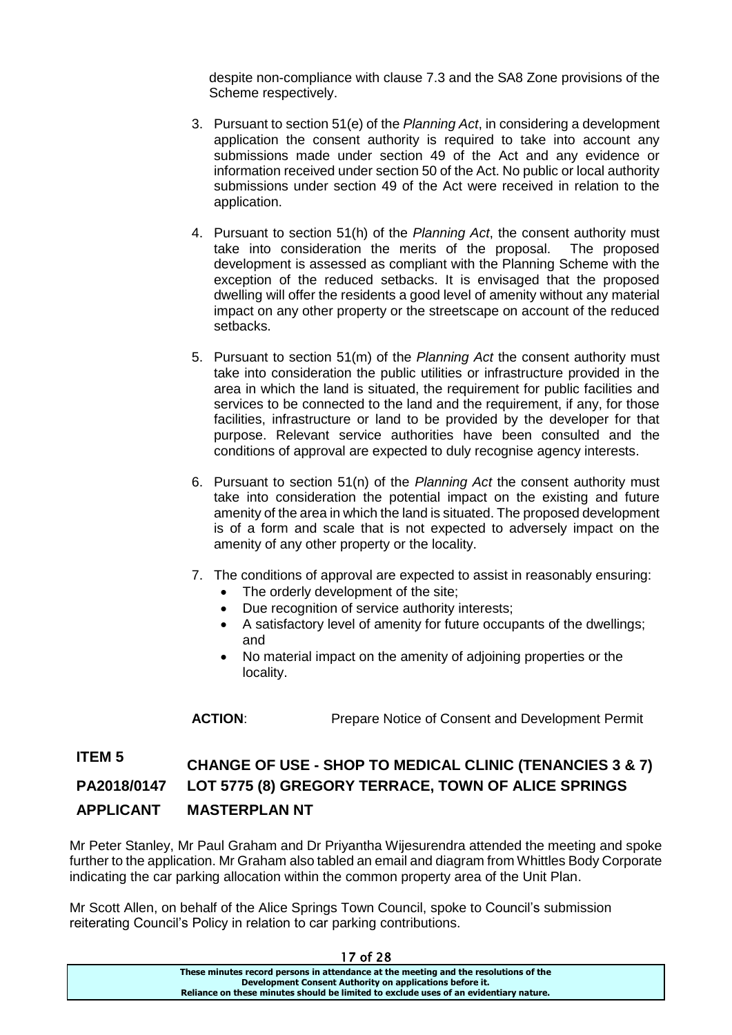despite non-compliance with clause 7.3 and the SA8 Zone provisions of the Scheme respectively.

3. Pursuant to section 51(e) of the *Planning Act*, in considering a development application the consent authority is required to take into account any submissions made under section 49 of the Act and any evidence or information received under section 50 of the Act. No public or local authority submissions under section 49 of the Act were received in relation to the application.

4. Pursuant to section 51(h) of the *Planning Act*, the consent authority must take into consideration the merits of the proposal. The proposed development is assessed as compliant with the Planning Scheme with the exception of the reduced setbacks. It is envisaged that the proposed dwelling will offer the residents a good level of amenity without any material impact on any other property or the streetscape on account of the reduced setbacks.

5. Pursuant to section 51(m) of the *Planning Act* the consent authority must take into consideration the public utilities or infrastructure provided in the area in which the land is situated, the requirement for public facilities and services to be connected to the land and the requirement, if any, for those facilities, infrastructure or land to be provided by the developer for that purpose. Relevant service authorities have been consulted and the conditions of approval are expected to duly recognise agency interests.

6. Pursuant to section 51(n) of the *Planning Act* the consent authority must take into consideration the potential impact on the existing and future amenity of the area in which the land is situated. The proposed development is of a form and scale that is not expected to adversely impact on the amenity of any other property or the locality.

7. The conditions of approval are expected to assist in reasonably ensuring:
   - The orderly development of the site;
   - Due recognition of service authority interests;
   - A satisfactory level of amenity for future occupants of the dwellings; and
   - No material impact on the amenity of adjoining properties or the locality.

**ACTION**: Prepare Notice of Consent and Development Permit

## ITEM 5 CHANGE OF USE - SHOP TO MEDICAL CLINIC (TENANCIES 3 & 7)
## PA2018/0147 LOT 5775 (8) GREGORY TERRACE, TOWN OF ALICE SPRINGS
## APPLICANT MASTERPLAN NT

Mr Peter Stanley, Mr Paul Graham and Dr Priyantha Wijesurendra attended the meeting and spoke further to the application. Mr Graham also tabled an email and diagram from Whittles Body Corporate indicating the car parking allocation within the common property area of the Unit Plan.

Mr Scott Allen, on behalf of the Alice Springs Town Council, spoke to Council's submission reiterating Council's Policy in relation to car parking contributions.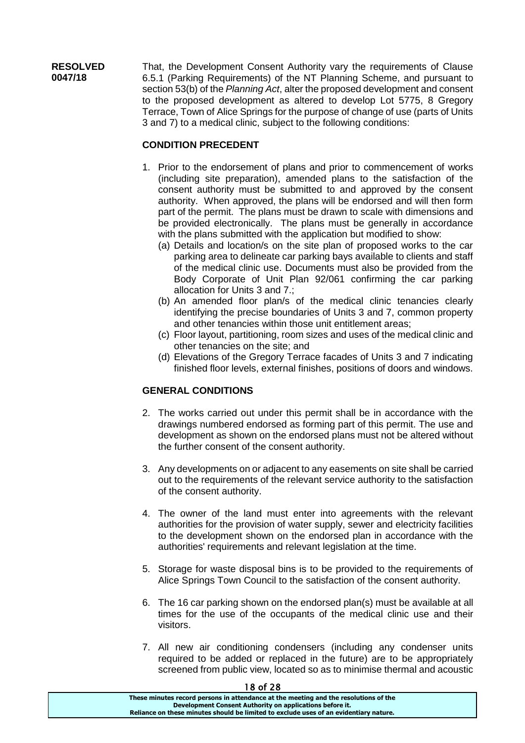**RESOLVED 0047/18**

That, the Development Consent Authority vary the requirements of Clause 6.5.1 (Parking Requirements) of the NT Planning Scheme, and pursuant to section 53(b) of the *Planning Act*, alter the proposed development and consent to the proposed development as altered to develop Lot 5775, 8 Gregory Terrace, Town of Alice Springs for the purpose of change of use (parts of Units 3 and 7) to a medical clinic, subject to the following conditions:

**CONDITION PRECEDENT**

1. Prior to the endorsement of plans and prior to commencement of works (including site preparation), amended plans to the satisfaction of the consent authority must be submitted to and approved by the consent authority. When approved, the plans will be endorsed and will then form part of the permit. The plans must be drawn to scale with dimensions and be provided electronically. The plans must be generally in accordance with the plans submitted with the application but modified to show:
   (a) Details and location/s on the site plan of proposed works to the car parking area to delineate car parking bays available to clients and staff of the medical clinic use. Documents must also be provided from the Body Corporate of Unit Plan 92/061 confirming the car parking allocation for Units 3 and 7.;
   (b) An amended floor plan/s of the medical clinic tenancies clearly identifying the precise boundaries of Units 3 and 7, common property and other tenancies within those unit entitlement areas;
   (c) Floor layout, partitioning, room sizes and uses of the medical clinic and other tenancies on the site; and
   (d) Elevations of the Gregory Terrace facades of Units 3 and 7 indicating finished floor levels, external finishes, positions of doors and windows.

**GENERAL CONDITIONS**

2. The works carried out under this permit shall be in accordance with the drawings numbered endorsed as forming part of this permit. The use and development as shown on the endorsed plans must not be altered without the further consent of the consent authority.

3. Any developments on or adjacent to any easements on site shall be carried out to the requirements of the relevant service authority to the satisfaction of the consent authority.

4. The owner of the land must enter into agreements with the relevant authorities for the provision of water supply, sewer and electricity facilities to the development shown on the endorsed plan in accordance with the authorities' requirements and relevant legislation at the time.

5. Storage for waste disposal bins is to be provided to the requirements of Alice Springs Town Council to the satisfaction of the consent authority.

6. The 16 car parking shown on the endorsed plan(s) must be available at all times for the use of the occupants of the medical clinic use and their visitors.

7. All new air conditioning condensers (including any condenser units required to be added or replaced in the future) are to be appropriately screened from public view, located so as to minimise thermal and acoustic

These minutes record persons in attendance at the meeting and the resolutions of the Development Consent Authority on applications before it.
Reliance on these minutes should be limited to exclude uses of an evidentiary nature.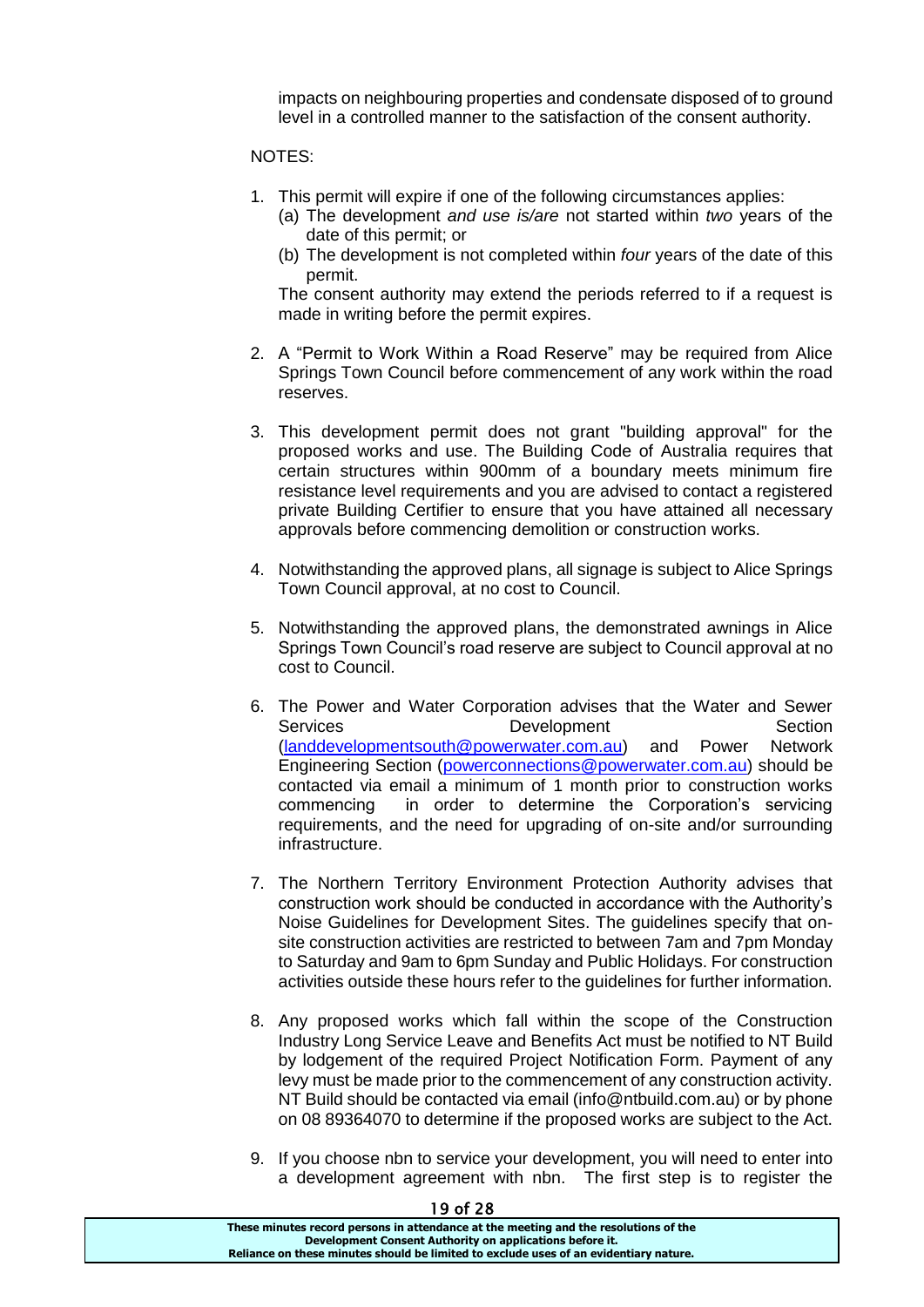impacts on neighbouring properties and condensate disposed of to ground level in a controlled manner to the satisfaction of the consent authority.

NOTES:

1. This permit will expire if one of the following circumstances applies:
   (a) The development *and use is/are* not started within *two* years of the date of this permit; or
   (b) The development is not completed within *four* years of the date of this permit.

   The consent authority may extend the periods referred to if a request is made in writing before the permit expires.

2. A "Permit to Work Within a Road Reserve" may be required from Alice Springs Town Council before commencement of any work within the road reserves.

3. This development permit does not grant "building approval" for the proposed works and use. The Building Code of Australia requires that certain structures within 900mm of a boundary meets minimum fire resistance level requirements and you are advised to contact a registered private Building Certifier to ensure that you have attained all necessary approvals before commencing demolition or construction works.

4. Notwithstanding the approved plans, all signage is subject to Alice Springs Town Council approval, at no cost to Council.

5. Notwithstanding the approved plans, the demonstrated awnings in Alice Springs Town Council's road reserve are subject to Council approval at no cost to Council.

6. The Power and Water Corporation advises that the Water and Sewer Services Development Section (landdevelopmentsouth@powerwater.com.au) and Power Network Engineering Section (powerconnections@powerwater.com.au) should be contacted via email a minimum of 1 month prior to construction works commencing in order to determine the Corporation's servicing requirements, and the need for upgrading of on-site and/or surrounding infrastructure.

7. The Northern Territory Environment Protection Authority advises that construction work should be conducted in accordance with the Authority's Noise Guidelines for Development Sites. The guidelines specify that on-site construction activities are restricted to between 7am and 7pm Monday to Saturday and 9am to 6pm Sunday and Public Holidays. For construction activities outside these hours refer to the guidelines for further information.

8. Any proposed works which fall within the scope of the Construction Industry Long Service Leave and Benefits Act must be notified to NT Build by lodgement of the required Project Notification Form. Payment of any levy must be made prior to the commencement of any construction activity. NT Build should be contacted via email (info@ntbuild.com.au) or by phone on 08 89364070 to determine if the proposed works are subject to the Act.

9. If you choose nbn to service your development, you will need to enter into a development agreement with nbn. The first step is to register the

**These minutes record persons in attendance at the meeting and the resolutions of the Development Consent Authority on applications before it. Reliance on these minutes should be limited to exclude uses of an evidentiary nature.**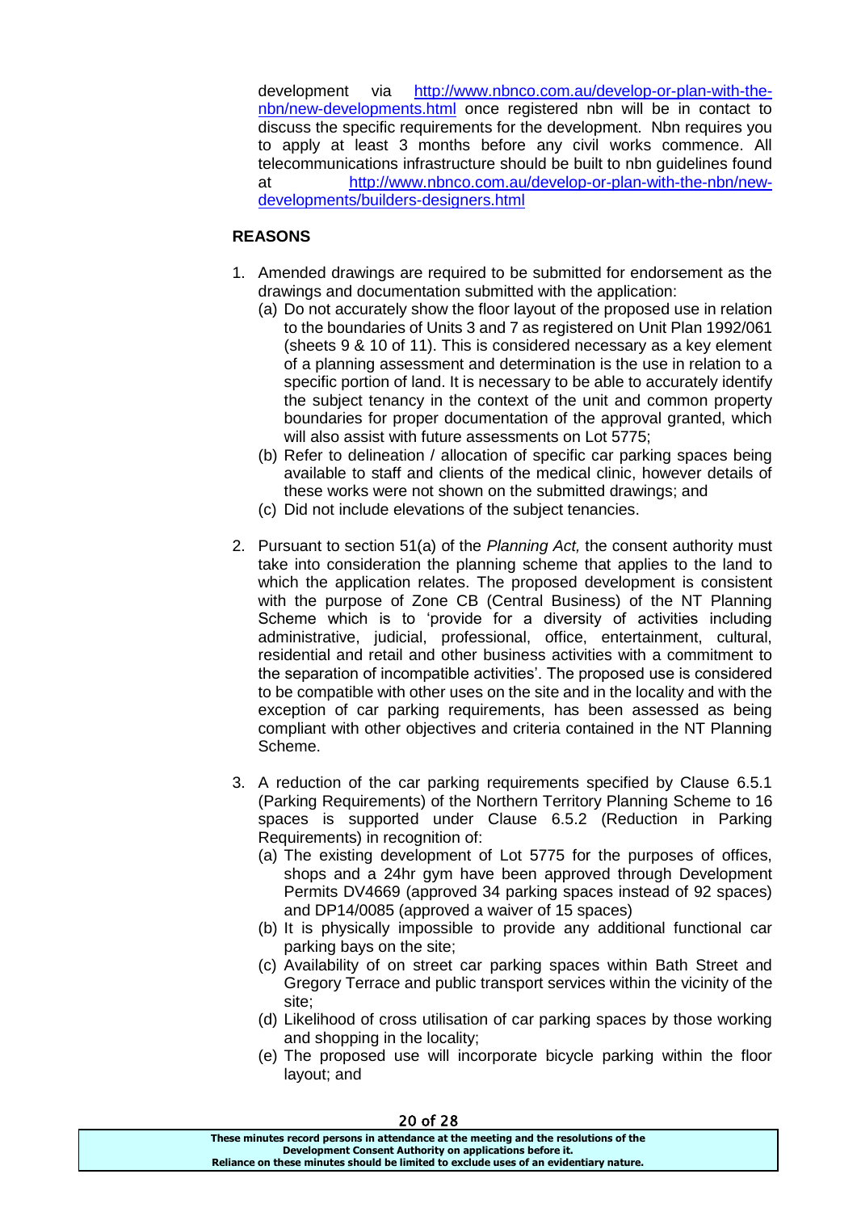development via http://www.nbnco.com.au/develop-or-plan-with-the-nbn/new-developments.html once registered nbn will be in contact to discuss the specific requirements for the development. Nbn requires you to apply at least 3 months before any civil works commence. All telecommunications infrastructure should be built to nbn guidelines found at http://www.nbnco.com.au/develop-or-plan-with-the-nbn/new-developments/builders-designers.html

**REASONS**

1. Amended drawings are required to be submitted for endorsement as the drawings and documentation submitted with the application:
   (a) Do not accurately show the floor layout of the proposed use in relation to the boundaries of Units 3 and 7 as registered on Unit Plan 1992/061 (sheets 9 & 10 of 11). This is considered necessary as a key element of a planning assessment and determination is the use in relation to a specific portion of land. It is necessary to be able to accurately identify the subject tenancy in the context of the unit and common property boundaries for proper documentation of the approval granted, which will also assist with future assessments on Lot 5775;
   (b) Refer to delineation / allocation of specific car parking spaces being available to staff and clients of the medical clinic, however details of these works were not shown on the submitted drawings; and
   (c) Did not include elevations of the subject tenancies.

2. Pursuant to section 51(a) of the *Planning Act,* the consent authority must take into consideration the planning scheme that applies to the land to which the application relates. The proposed development is consistent with the purpose of Zone CB (Central Business) of the NT Planning Scheme which is to 'provide for a diversity of activities including administrative, judicial, professional, office, entertainment, cultural, residential and retail and other business activities with a commitment to the separation of incompatible activities'. The proposed use is considered to be compatible with other uses on the site and in the locality and with the exception of car parking requirements, has been assessed as being compliant with other objectives and criteria contained in the NT Planning Scheme.

3. A reduction of the car parking requirements specified by Clause 6.5.1 (Parking Requirements) of the Northern Territory Planning Scheme to 16 spaces is supported under Clause 6.5.2 (Reduction in Parking Requirements) in recognition of:
   (a) The existing development of Lot 5775 for the purposes of offices, shops and a 24hr gym have been approved through Development Permits DV4669 (approved 34 parking spaces instead of 92 spaces) and DP14/0085 (approved a waiver of 15 spaces)
   (b) It is physically impossible to provide any additional functional car parking bays on the site;
   (c) Availability of on street car parking spaces within Bath Street and Gregory Terrace and public transport services within the vicinity of the site;
   (d) Likelihood of cross utilisation of car parking spaces by those working and shopping in the locality;
   (e) The proposed use will incorporate bicycle parking within the floor layout; and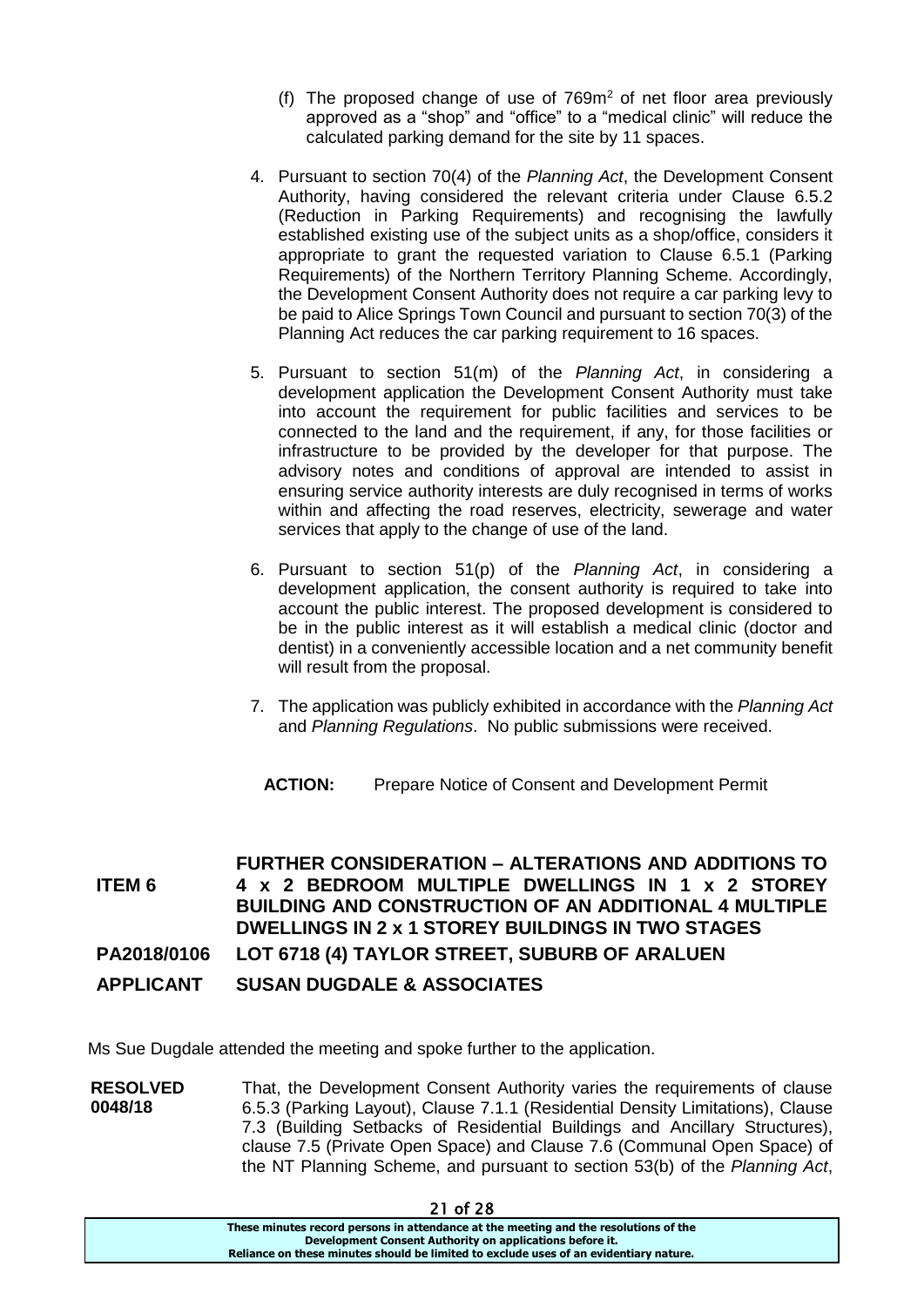(f) The proposed change of use of 769m$^2$ of net floor area previously approved as a "shop" and "office" to a "medical clinic" will reduce the calculated parking demand for the site by 11 spaces.

4. Pursuant to section 70(4) of the *Planning Act*, the Development Consent Authority, having considered the relevant criteria under Clause 6.5.2 (Reduction in Parking Requirements) and recognising the lawfully established existing use of the subject units as a shop/office, considers it appropriate to grant the requested variation to Clause 6.5.1 (Parking Requirements) of the Northern Territory Planning Scheme. Accordingly, the Development Consent Authority does not require a car parking levy to be paid to Alice Springs Town Council and pursuant to section 70(3) of the Planning Act reduces the car parking requirement to 16 spaces.

5. Pursuant to section 51(m) of the *Planning Act*, in considering a development application the Development Consent Authority must take into account the requirement for public facilities and services to be connected to the land and the requirement, if any, for those facilities or infrastructure to be provided by the developer for that purpose. The advisory notes and conditions of approval are intended to assist in ensuring service authority interests are duly recognised in terms of works within and affecting the road reserves, electricity, sewerage and water services that apply to the change of use of the land.

6. Pursuant to section 51(p) of the *Planning Act*, in considering a development application, the consent authority is required to take into account the public interest. The proposed development is considered to be in the public interest as it will establish a medical clinic (doctor and dentist) in a conveniently accessible location and a net community benefit will result from the proposal.

7. The application was publicly exhibited in accordance with the *Planning Act* and *Planning Regulations*. No public submissions were received.

**ACTION:** Prepare Notice of Consent and Development Permit

**ITEM 6** **FURTHER CONSIDERATION – ALTERATIONS AND ADDITIONS TO 4 x 2 BEDROOM MULTIPLE DWELLINGS IN 1 x 2 STOREY BUILDING AND CONSTRUCTION OF AN ADDITIONAL 4 MULTIPLE DWELLINGS IN 2 x 1 STOREY BUILDINGS IN TWO STAGES**

**PA2018/0106** **LOT 6718 (4) TAYLOR STREET, SUBURB OF ARALUEN**

**APPLICANT** **SUSAN DUGDALE & ASSOCIATES**

Ms Sue Dugdale attended the meeting and spoke further to the application.

**RESOLVED 0048/18** That, the Development Consent Authority varies the requirements of clause 6.5.3 (Parking Layout), Clause 7.1.1 (Residential Density Limitations), Clause 7.3 (Building Setbacks of Residential Buildings and Ancillary Structures), clause 7.5 (Private Open Space) and Clause 7.6 (Communal Open Space) of the NT Planning Scheme, and pursuant to section 53(b) of the *Planning Act*,

These minutes record persons in attendance at the meeting and the resolutions of the Development Consent Authority on applications before it.
Reliance on these minutes should be limited to exclude uses of an evidentiary nature.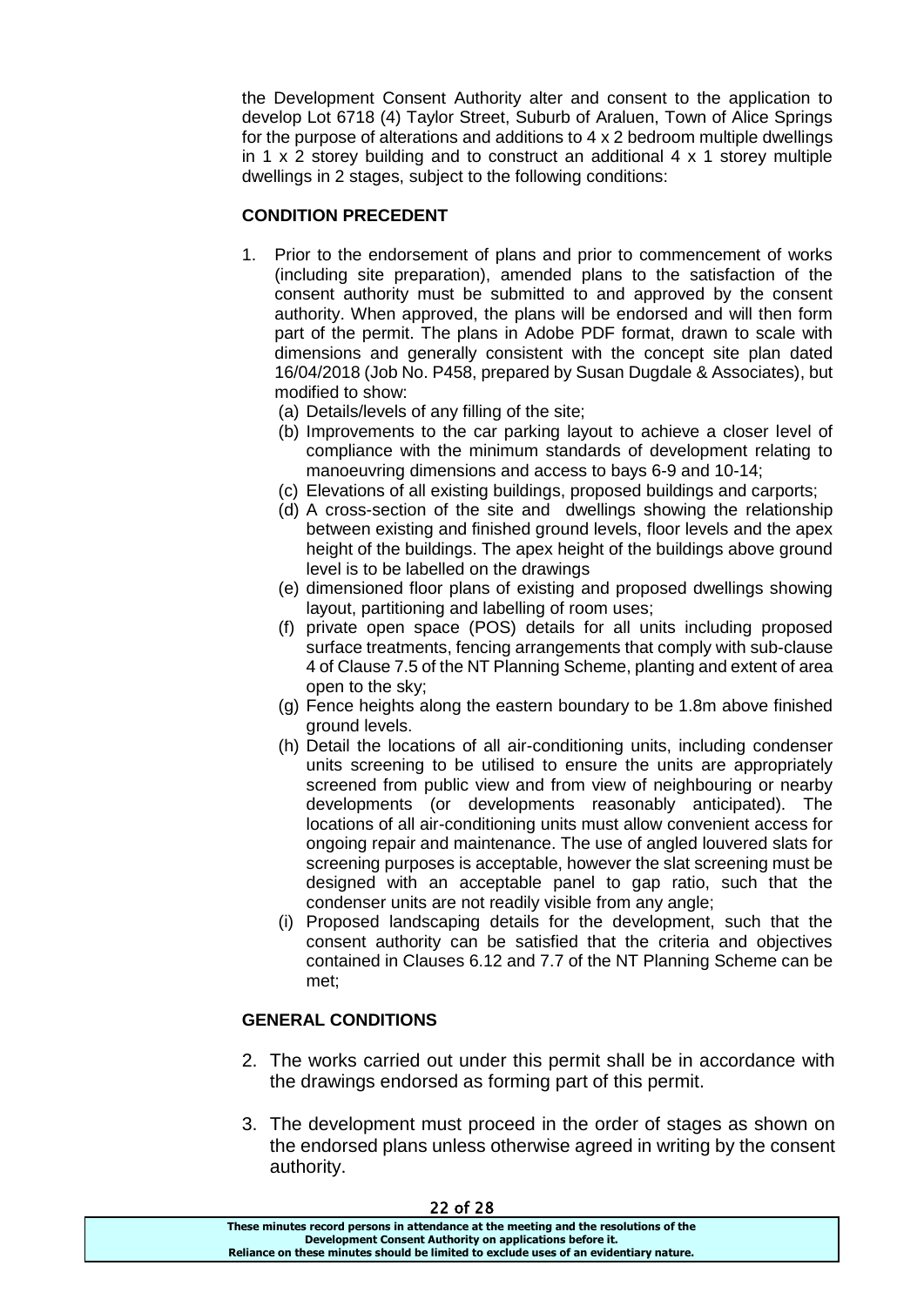the Development Consent Authority alter and consent to the application to develop Lot 6718 (4) Taylor Street, Suburb of Araluen, Town of Alice Springs for the purpose of alterations and additions to 4 x 2 bedroom multiple dwellings in 1 x 2 storey building and to construct an additional 4 x 1 storey multiple dwellings in 2 stages, subject to the following conditions:

**CONDITION PRECEDENT**

1. Prior to the endorsement of plans and prior to commencement of works (including site preparation), amended plans to the satisfaction of the consent authority must be submitted to and approved by the consent authority. When approved, the plans will be endorsed and will then form part of the permit. The plans in Adobe PDF format, drawn to scale with dimensions and generally consistent with the concept site plan dated 16/04/2018 (Job No. P458, prepared by Susan Dugdale & Associates), but modified to show:
   (a) Details/levels of any filling of the site;
   (b) Improvements to the car parking layout to achieve a closer level of compliance with the minimum standards of development relating to manoeuvring dimensions and access to bays 6-9 and 10-14;
   (c) Elevations of all existing buildings, proposed buildings and carports;
   (d) A cross-section of the site and dwellings showing the relationship between existing and finished ground levels, floor levels and the apex height of the buildings. The apex height of the buildings above ground level is to be labelled on the drawings
   (e) dimensioned floor plans of existing and proposed dwellings showing layout, partitioning and labelling of room uses;
   (f) private open space (POS) details for all units including proposed surface treatments, fencing arrangements that comply with sub-clause 4 of Clause 7.5 of the NT Planning Scheme, planting and extent of area open to the sky;
   (g) Fence heights along the eastern boundary to be 1.8m above finished ground levels.
   (h) Detail the locations of all air-conditioning units, including condenser units screening to be utilised to ensure the units are appropriately screened from public view and from view of neighbouring or nearby developments (or developments reasonably anticipated). The locations of all air-conditioning units must allow convenient access for ongoing repair and maintenance. The use of angled louvered slats for screening purposes is acceptable, however the slat screening must be designed with an acceptable panel to gap ratio, such that the condenser units are not readily visible from any angle;
   (i) Proposed landscaping details for the development, such that the consent authority can be satisfied that the criteria and objectives contained in Clauses 6.12 and 7.7 of the NT Planning Scheme can be met;

**GENERAL CONDITIONS**

2. The works carried out under this permit shall be in accordance with the drawings endorsed as forming part of this permit.

3. The development must proceed in the order of stages as shown on the endorsed plans unless otherwise agreed in writing by the consent authority.

These minutes record persons in attendance at the meeting and the resolutions of the Development Consent Authority on applications before it. Reliance on these minutes should be limited to exclude uses of an evidentiary nature.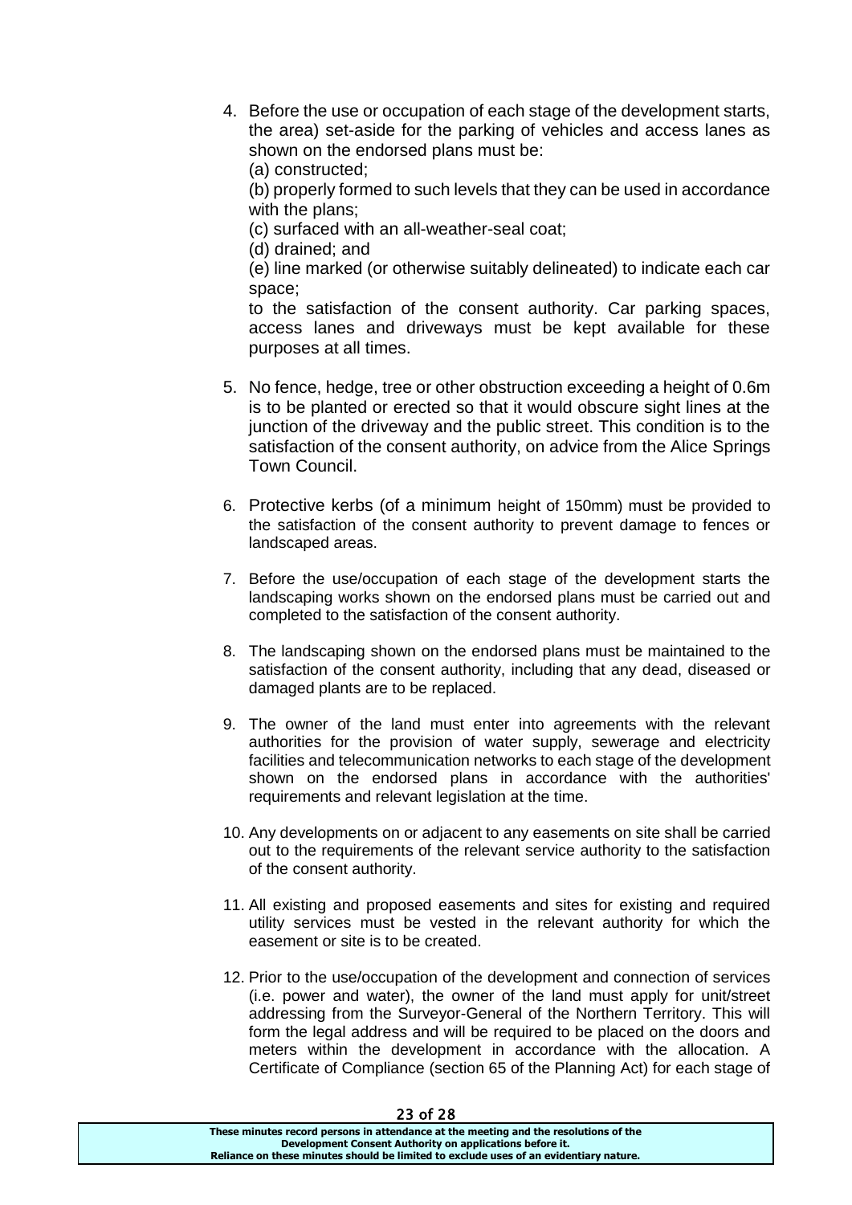4. Before the use or occupation of each stage of the development starts, the area) set-aside for the parking of vehicles and access lanes as shown on the endorsed plans must be:
   (a) constructed;
   (b) properly formed to such levels that they can be used in accordance with the plans;
   (c) surfaced with an all-weather-seal coat;
   (d) drained; and
   (e) line marked (or otherwise suitably delineated) to indicate each car space;

   to the satisfaction of the consent authority. Car parking spaces, access lanes and driveways must be kept available for these purposes at all times.

5. No fence, hedge, tree or other obstruction exceeding a height of 0.6m is to be planted or erected so that it would obscure sight lines at the junction of the driveway and the public street. This condition is to the satisfaction of the consent authority, on advice from the Alice Springs Town Council.

6. Protective kerbs (of a minimum height of 150mm) must be provided to the satisfaction of the consent authority to prevent damage to fences or landscaped areas.

7. Before the use/occupation of each stage of the development starts the landscaping works shown on the endorsed plans must be carried out and completed to the satisfaction of the consent authority.

8. The landscaping shown on the endorsed plans must be maintained to the satisfaction of the consent authority, including that any dead, diseased or damaged plants are to be replaced.

9. The owner of the land must enter into agreements with the relevant authorities for the provision of water supply, sewerage and electricity facilities and telecommunication networks to each stage of the development shown on the endorsed plans in accordance with the authorities' requirements and relevant legislation at the time.

10. Any developments on or adjacent to any easements on site shall be carried out to the requirements of the relevant service authority to the satisfaction of the consent authority.

11. All existing and proposed easements and sites for existing and required utility services must be vested in the relevant authority for which the easement or site is to be created.

12. Prior to the use/occupation of the development and connection of services (i.e. power and water), the owner of the land must apply for unit/street addressing from the Surveyor-General of the Northern Territory. This will form the legal address and will be required to be placed on the doors and meters within the development in accordance with the allocation. A Certificate of Compliance (section 65 of the Planning Act) for each stage of

**These minutes record persons in attendance at the meeting and the resolutions of the Development Consent Authority on applications before it. Reliance on these minutes should be limited to exclude uses of an evidentiary nature.**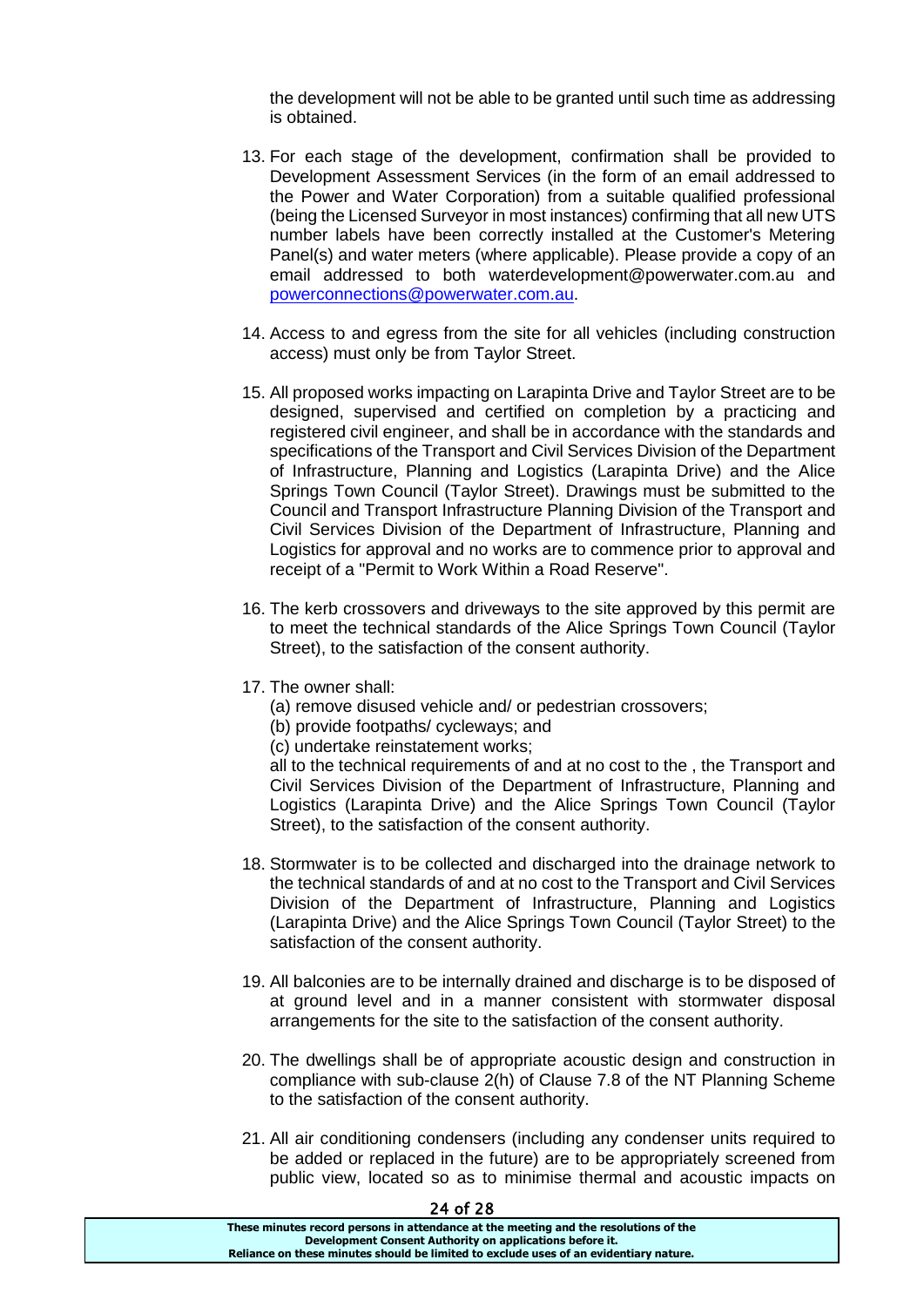the development will not be able to be granted until such time as addressing is obtained.

13. For each stage of the development, confirmation shall be provided to Development Assessment Services (in the form of an email addressed to the Power and Water Corporation) from a suitable qualified professional (being the Licensed Surveyor in most instances) confirming that all new UTS number labels have been correctly installed at the Customer's Metering Panel(s) and water meters (where applicable). Please provide a copy of an email addressed to both waterdevelopment@powerwater.com.au and powerconnections@powerwater.com.au.

14. Access to and egress from the site for all vehicles (including construction access) must only be from Taylor Street.

15. All proposed works impacting on Larapinta Drive and Taylor Street are to be designed, supervised and certified on completion by a practicing and registered civil engineer, and shall be in accordance with the standards and specifications of the Transport and Civil Services Division of the Department of Infrastructure, Planning and Logistics (Larapinta Drive) and the Alice Springs Town Council (Taylor Street). Drawings must be submitted to the Council and Transport Infrastructure Planning Division of the Transport and Civil Services Division of the Department of Infrastructure, Planning and Logistics for approval and no works are to commence prior to approval and receipt of a "Permit to Work Within a Road Reserve".

16. The kerb crossovers and driveways to the site approved by this permit are to meet the technical standards of the Alice Springs Town Council (Taylor Street), to the satisfaction of the consent authority.

17. The owner shall:
    (a) remove disused vehicle and/ or pedestrian crossovers;
    (b) provide footpaths/ cycleways; and
    (c) undertake reinstatement works;
    
    all to the technical requirements of and at no cost to the , the Transport and Civil Services Division of the Department of Infrastructure, Planning and Logistics (Larapinta Drive) and the Alice Springs Town Council (Taylor Street), to the satisfaction of the consent authority.

18. Stormwater is to be collected and discharged into the drainage network to the technical standards of and at no cost to the Transport and Civil Services Division of the Department of Infrastructure, Planning and Logistics (Larapinta Drive) and the Alice Springs Town Council (Taylor Street) to the satisfaction of the consent authority.

19. All balconies are to be internally drained and discharge is to be disposed of at ground level and in a manner consistent with stormwater disposal arrangements for the site to the satisfaction of the consent authority.

20. The dwellings shall be of appropriate acoustic design and construction in compliance with sub-clause 2(h) of Clause 7.8 of the NT Planning Scheme to the satisfaction of the consent authority.

21. All air conditioning condensers (including any condenser units required to be added or replaced in the future) are to be appropriately screened from public view, located so as to minimise thermal and acoustic impacts on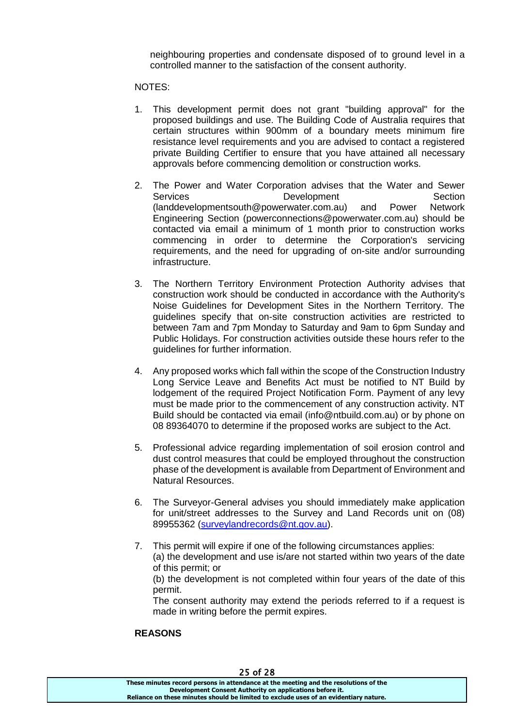neighbouring properties and condensate disposed of to ground level in a controlled manner to the satisfaction of the consent authority.

NOTES:

1. This development permit does not grant "building approval" for the proposed buildings and use. The Building Code of Australia requires that certain structures within 900mm of a boundary meets minimum fire resistance level requirements and you are advised to contact a registered private Building Certifier to ensure that you have attained all necessary approvals before commencing demolition or construction works.

2. The Power and Water Corporation advises that the Water and Sewer Services Development Section (landdevelopmentsouth@powerwater.com.au) and Power Network Engineering Section (powerconnections@powerwater.com.au) should be contacted via email a minimum of 1 month prior to construction works commencing in order to determine the Corporation's servicing requirements, and the need for upgrading of on-site and/or surrounding infrastructure.

3. The Northern Territory Environment Protection Authority advises that construction work should be conducted in accordance with the Authority's Noise Guidelines for Development Sites in the Northern Territory. The guidelines specify that on-site construction activities are restricted to between 7am and 7pm Monday to Saturday and 9am to 6pm Sunday and Public Holidays. For construction activities outside these hours refer to the guidelines for further information.

4. Any proposed works which fall within the scope of the Construction Industry Long Service Leave and Benefits Act must be notified to NT Build by lodgement of the required Project Notification Form. Payment of any levy must be made prior to the commencement of any construction activity. NT Build should be contacted via email (info@ntbuild.com.au) or by phone on 08 89364070 to determine if the proposed works are subject to the Act.

5. Professional advice regarding implementation of soil erosion control and dust control measures that could be employed throughout the construction phase of the development is available from Department of Environment and Natural Resources.

6. The Surveyor-General advises you should immediately make application for unit/street addresses to the Survey and Land Records unit on (08) 89955362 (surveylandrecords@nt.gov.au).

7. This permit will expire if one of the following circumstances applies:
   (a) the development and use is/are not started within two years of the date of this permit; or
   (b) the development is not completed within four years of the date of this permit.
   The consent authority may extend the periods referred to if a request is made in writing before the permit expires.

**REASONS**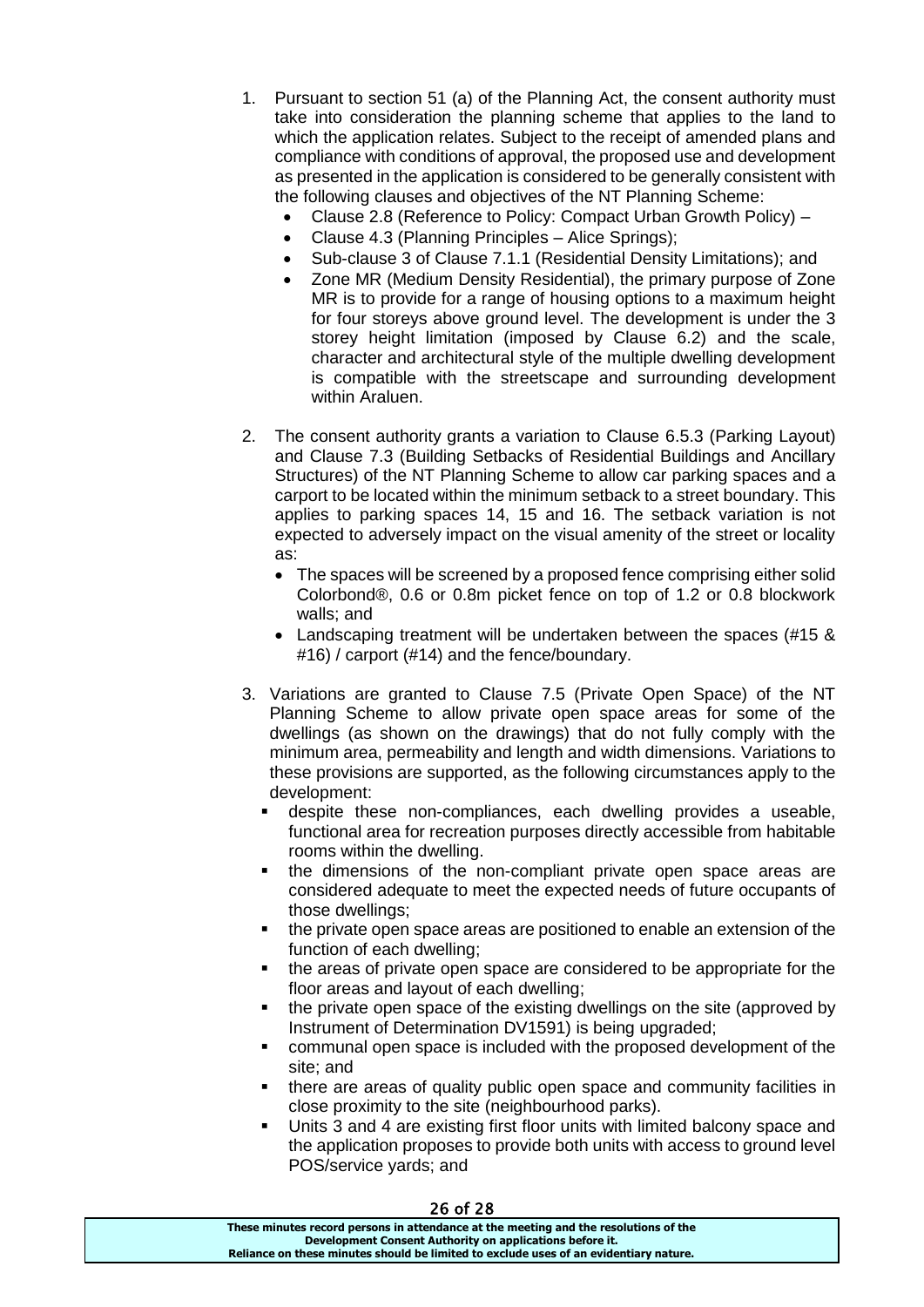1. Pursuant to section 51 (a) of the Planning Act, the consent authority must take into consideration the planning scheme that applies to the land to which the application relates. Subject to the receipt of amended plans and compliance with conditions of approval, the proposed use and development as presented in the application is considered to be generally consistent with the following clauses and objectives of the NT Planning Scheme:
   - Clause 2.8 (Reference to Policy: Compact Urban Growth Policy) –
   - Clause 4.3 (Planning Principles – Alice Springs);
   - Sub-clause 3 of Clause 7.1.1 (Residential Density Limitations); and
   - Zone MR (Medium Density Residential), the primary purpose of Zone MR is to provide for a range of housing options to a maximum height for four storeys above ground level. The development is under the 3 storey height limitation (imposed by Clause 6.2) and the scale, character and architectural style of the multiple dwelling development is compatible with the streetscape and surrounding development within Araluen.

2. The consent authority grants a variation to Clause 6.5.3 (Parking Layout) and Clause 7.3 (Building Setbacks of Residential Buildings and Ancillary Structures) of the NT Planning Scheme to allow car parking spaces and a carport to be located within the minimum setback to a street boundary. This applies to parking spaces 14, 15 and 16. The setback variation is not expected to adversely impact on the visual amenity of the street or locality as:
   - The spaces will be screened by a proposed fence comprising either solid Colorbond®, 0.6 or 0.8m picket fence on top of 1.2 or 0.8 blockwork walls; and
   - Landscaping treatment will be undertaken between the spaces (#15 & #16) / carport (#14) and the fence/boundary.

3. Variations are granted to Clause 7.5 (Private Open Space) of the NT Planning Scheme to allow private open space areas for some of the dwellings (as shown on the drawings) that do not fully comply with the minimum area, permeability and length and width dimensions. Variations to these provisions are supported, as the following circumstances apply to the development:
   - despite these non-compliances, each dwelling provides a useable, functional area for recreation purposes directly accessible from habitable rooms within the dwelling.
   - the dimensions of the non-compliant private open space areas are considered adequate to meet the expected needs of future occupants of those dwellings;
   - the private open space areas are positioned to enable an extension of the function of each dwelling;
   - the areas of private open space are considered to be appropriate for the floor areas and layout of each dwelling;
   - the private open space of the existing dwellings on the site (approved by Instrument of Determination DV1591) is being upgraded;
   - communal open space is included with the proposed development of the site; and
   - there are areas of quality public open space and community facilities in close proximity to the site (neighbourhood parks).
   - Units 3 and 4 are existing first floor units with limited balcony space and the application proposes to provide both units with access to ground level POS/service yards; and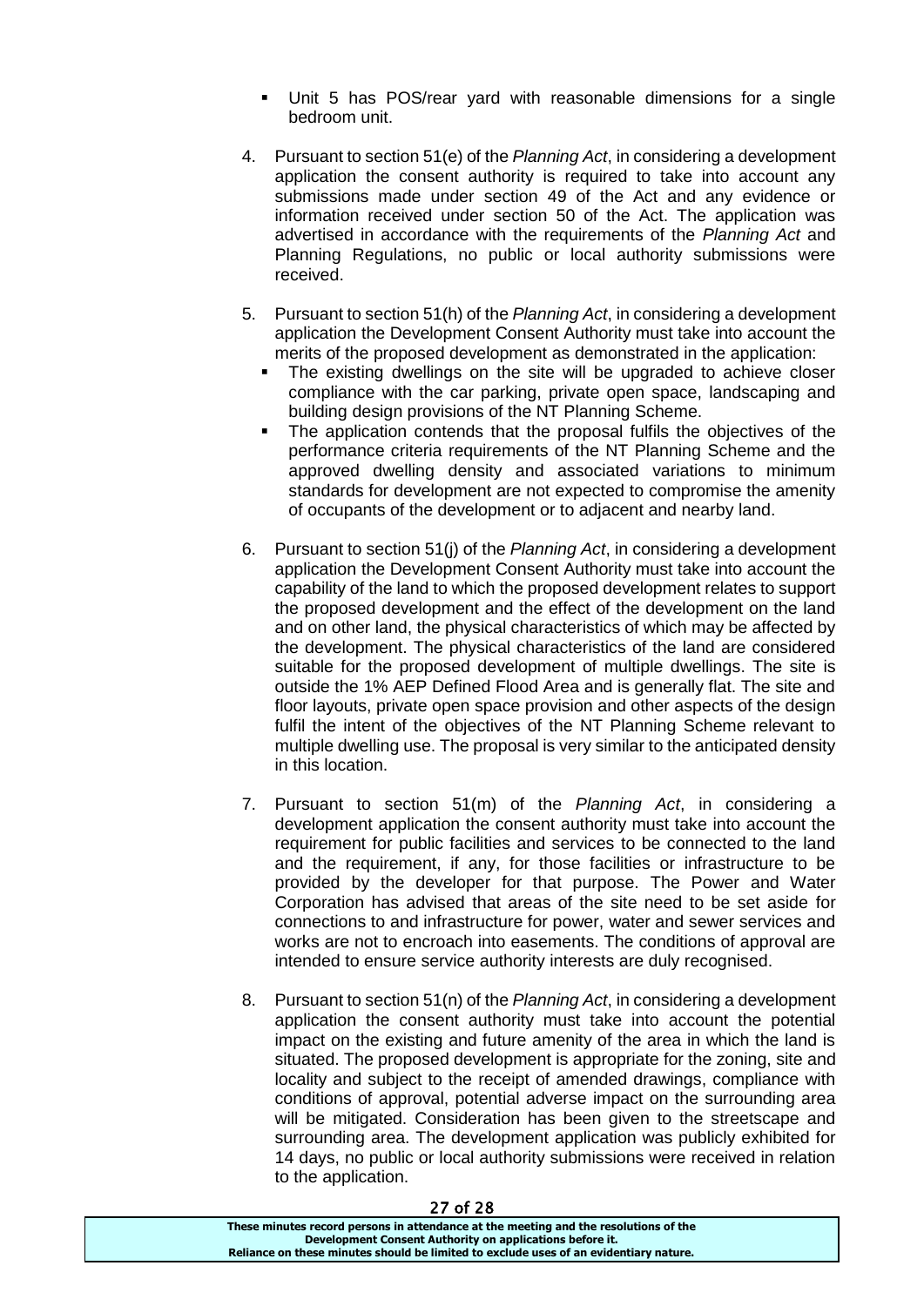- Unit 5 has POS/rear yard with reasonable dimensions for a single bedroom unit.

4. Pursuant to section 51(e) of the *Planning Act*, in considering a development application the consent authority is required to take into account any submissions made under section 49 of the Act and any evidence or information received under section 50 of the Act. The application was advertised in accordance with the requirements of the *Planning Act* and Planning Regulations, no public or local authority submissions were received.

5. Pursuant to section 51(h) of the *Planning Act*, in considering a development application the Development Consent Authority must take into account the merits of the proposed development as demonstrated in the application:
   - The existing dwellings on the site will be upgraded to achieve closer compliance with the car parking, private open space, landscaping and building design provisions of the NT Planning Scheme.
   - The application contends that the proposal fulfils the objectives of the performance criteria requirements of the NT Planning Scheme and the approved dwelling density and associated variations to minimum standards for development are not expected to compromise the amenity of occupants of the development or to adjacent and nearby land.

6. Pursuant to section 51(j) of the *Planning Act*, in considering a development application the Development Consent Authority must take into account the capability of the land to which the proposed development relates to support the proposed development and the effect of the development on the land and on other land, the physical characteristics of which may be affected by the development. The physical characteristics of the land are considered suitable for the proposed development of multiple dwellings. The site is outside the 1% AEP Defined Flood Area and is generally flat. The site and floor layouts, private open space provision and other aspects of the design fulfil the intent of the objectives of the NT Planning Scheme relevant to multiple dwelling use. The proposal is very similar to the anticipated density in this location.

7. Pursuant to section 51(m) of the *Planning Act*, in considering a development application the consent authority must take into account the requirement for public facilities and services to be connected to the land and the requirement, if any, for those facilities or infrastructure to be provided by the developer for that purpose. The Power and Water Corporation has advised that areas of the site need to be set aside for connections to and infrastructure for power, water and sewer services and works are not to encroach into easements. The conditions of approval are intended to ensure service authority interests are duly recognised.

8. Pursuant to section 51(n) of the *Planning Act*, in considering a development application the consent authority must take into account the potential impact on the existing and future amenity of the area in which the land is situated. The proposed development is appropriate for the zoning, site and locality and subject to the receipt of amended drawings, compliance with conditions of approval, potential adverse impact on the surrounding area will be mitigated. Consideration has been given to the streetscape and surrounding area. The development application was publicly exhibited for 14 days, no public or local authority submissions were received in relation to the application.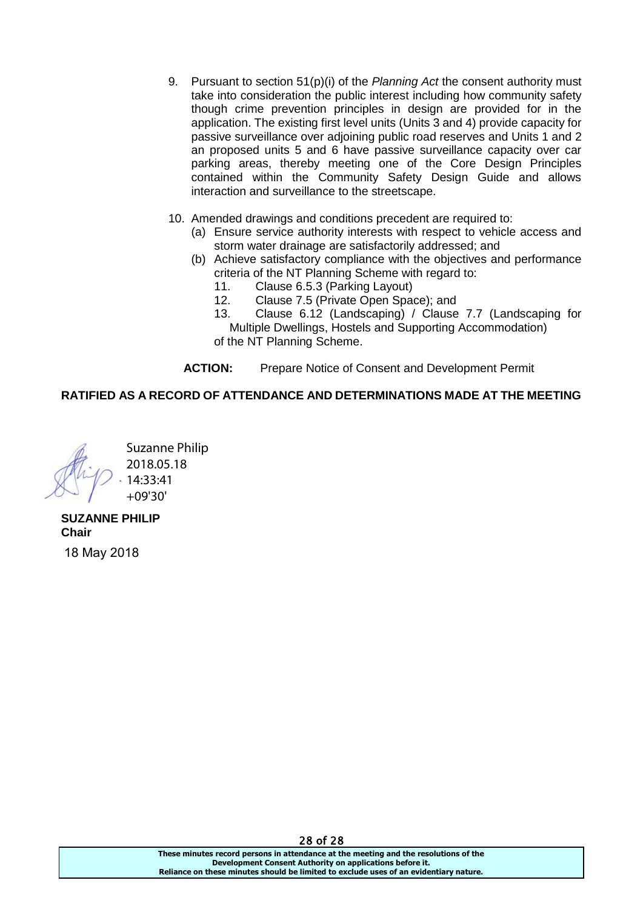9. Pursuant to section 51(p)(i) of the *Planning Act* the consent authority must take into consideration the public interest including how community safety though crime prevention principles in design are provided for in the application. The existing first level units (Units 3 and 4) provide capacity for passive surveillance over adjoining public road reserves and Units 1 and 2 an proposed units 5 and 6 have passive surveillance capacity over car parking areas, thereby meeting one of the Core Design Principles contained within the Community Safety Design Guide and allows interaction and surveillance to the streetscape.

10. Amended drawings and conditions precedent are required to:
    (a) Ensure service authority interests with respect to vehicle access and storm water drainage are satisfactorily addressed; and
    (b) Achieve satisfactory compliance with the objectives and performance criteria of the NT Planning Scheme with regard to:
        11. Clause 6.5.3 (Parking Layout)
        12. Clause 7.5 (Private Open Space); and
        13. Clause 6.12 (Landscaping) / Clause 7.7 (Landscaping for Multiple Dwellings, Hostels and Supporting Accommodation)
        of the NT Planning Scheme.

**ACTION:** Prepare Notice of Consent and Development Permit

**RATIFIED AS A RECORD OF ATTENDANCE AND DETERMINATIONS MADE AT THE MEETING**

Suzanne Philip
2018.05.18
14:33:41
+09'30'

**SUZANNE PHILIP**
**Chair**

18 May 2018

**These minutes record persons in attendance at the meeting and the resolutions of the Development Consent Authority on applications before it. Reliance on these minutes should be limited to exclude uses of an evidentiary nature.**